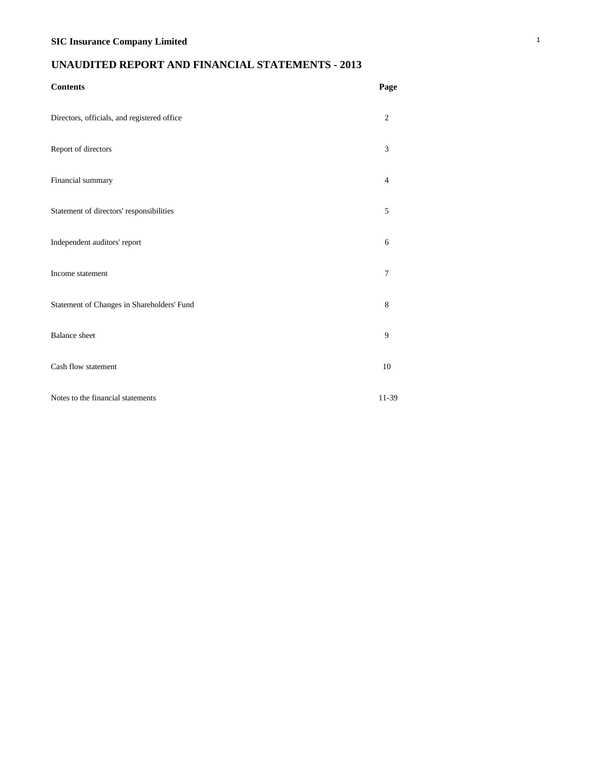**SIC Insurance Company Limited**

# UNAUDITED REPORT AND FINANCIAL STATEMENTS - 2013

| Contents | Page |
|---|---|
| Directors, officials, and registered office | 2 |
| Report of directors | 3 |
| Financial summary | 4 |
| Statement of directors' responsibilities | 5 |
| Independent auditors' report | 6 |
| Income statement | 7 |
| Statement of Changes in Shareholders' Fund | 8 |
| Balance sheet | 9 |
| Cash flow statement | 10 |
| Notes to the financial statements | 11-39 |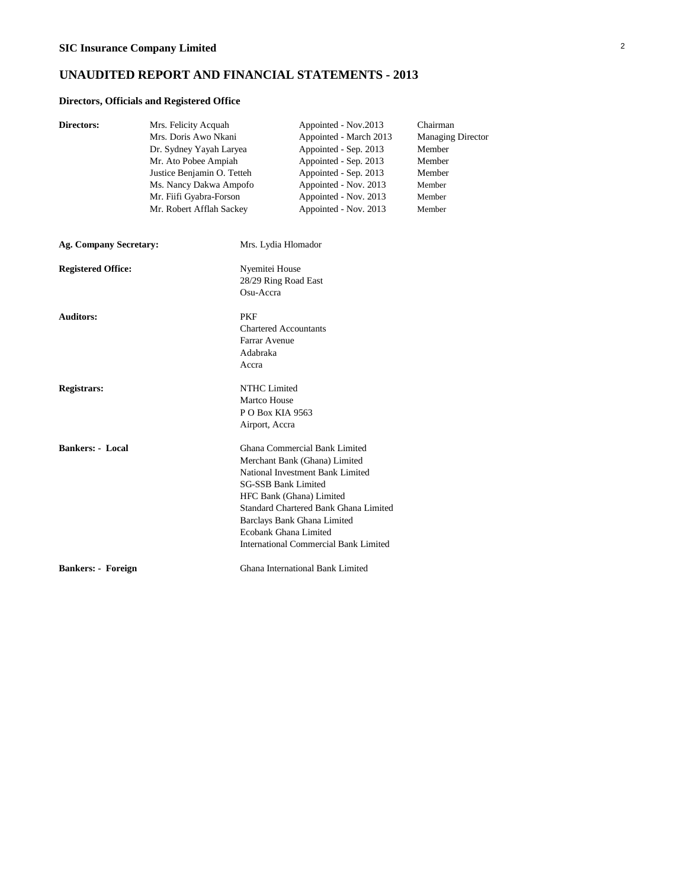# SIC Insurance Company Limited

## UNAUDITED REPORT AND FINANCIAL STATEMENTS - 2013

### Directors, Officials and Registered Office

| **Directors:** | | | |
|---|---|---|---|
| | Mrs. Felicity Acquah | Appointed - Nov.2013 | Chairman |
| | Mrs. Doris Awo Nkani | Appointed - March 2013 | Managing Director |
| | Dr. Sydney Yayah Laryea | Appointed - Sep. 2013 | Member |
| | Mr. Ato Pobee Ampiah | Appointed - Sep. 2013 | Member |
| | Justice Benjamin O. Tetteh | Appointed - Sep. 2013 | Member |
| | Ms. Nancy Dakwa Ampofo | Appointed - Nov. 2013 | Member |
| | Mr. Fiifi Gyabra-Forson | Appointed - Nov. 2013 | Member |
| | Mr. Robert Afflah Sackey | Appointed - Nov. 2013 | Member |

**Ag. Company Secretary:** Mrs. Lydia Hlomador

**Registered Office:**
Nyemitei House
28/29 Ring Road East
Osu-Accra

**Auditors:**
PKF
Chartered Accountants
Farrar Avenue
Adabraka
Accra

**Registrars:**
NTHC Limited
Martco House
P O Box KIA 9563
Airport, Accra

**Bankers: - Local**
Ghana Commercial Bank Limited
Merchant Bank (Ghana) Limited
National Investment Bank Limited
SG-SSB Bank Limited
HFC Bank (Ghana) Limited
Standard Chartered Bank Ghana Limited
Barclays Bank Ghana Limited
Ecobank Ghana Limited
International Commercial Bank Limited

**Bankers: - Foreign**
Ghana International Bank Limited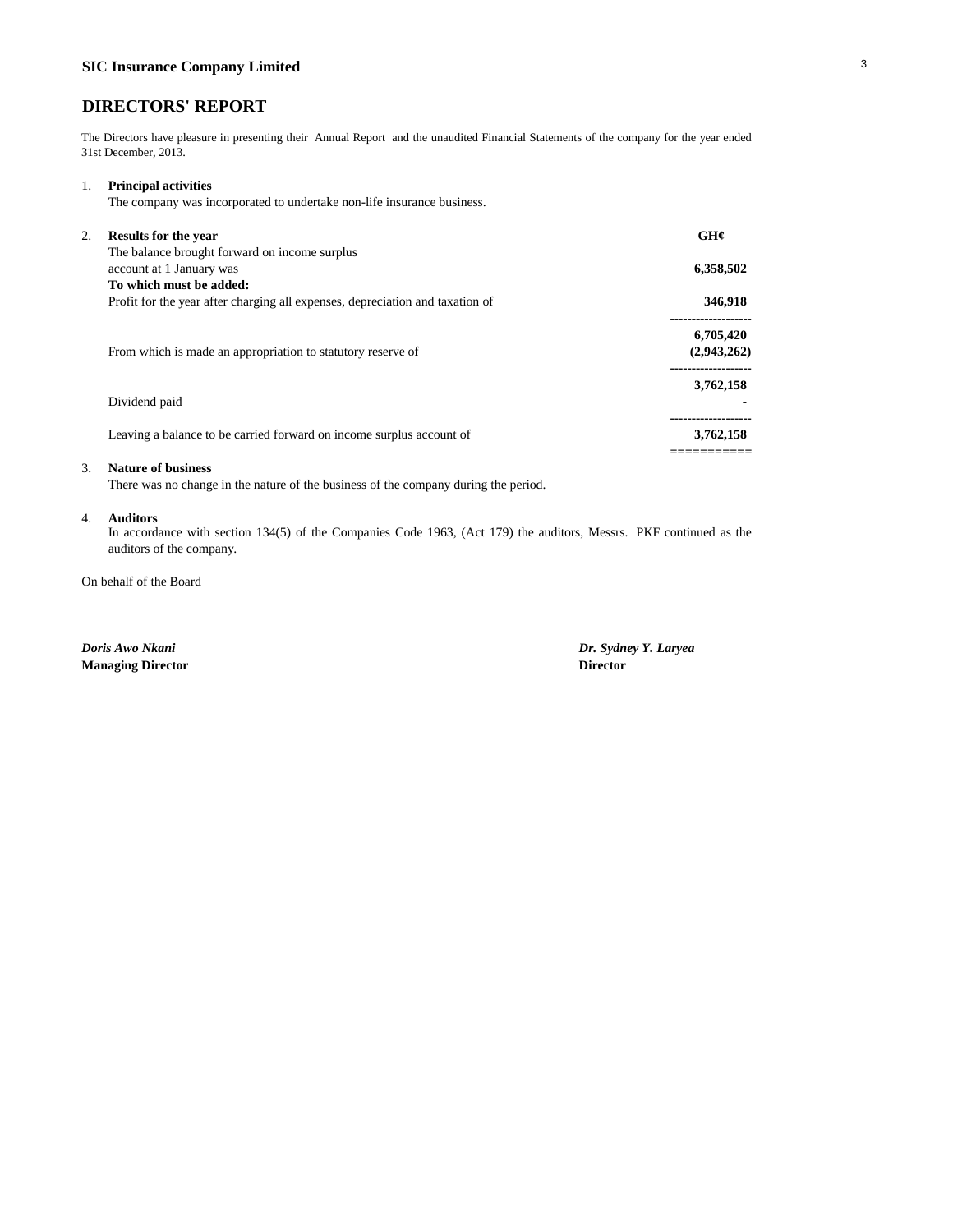**SIC Insurance Company Limited**

## DIRECTORS' REPORT

The Directors have pleasure in presenting their Annual Report and the unaudited Financial Statements of the company for the year ended 31st December, 2013.

1. **Principal activities**

   The company was incorporated to undertake non-life insurance business.

2. **Results for the year**

| | GH¢ |
|---|---|
| The balance brought forward on income surplus account at 1 January was | **6,358,502** |
| **To which must be added:** | |
| Profit for the year after charging all expenses, depreciation and taxation of | **346,918** |
| | **6,705,420** |
| From which is made an appropriation to statutory reserve of | **(2,943,262)** |
| | **3,762,158** |
| Dividend paid | **-** |
| Leaving a balance to be carried forward on income surplus account of | **3,762,158** |

3. **Nature of business**

   There was no change in the nature of the business of the company during the period.

4. **Auditors**

   In accordance with section 134(5) of the Companies Code 1963, (Act 179) the auditors, Messrs. PKF continued as the auditors of the company.

On behalf of the Board

***Doris Awo Nkani***
**Managing Director**

***Dr. Sydney Y. Laryea***
**Director**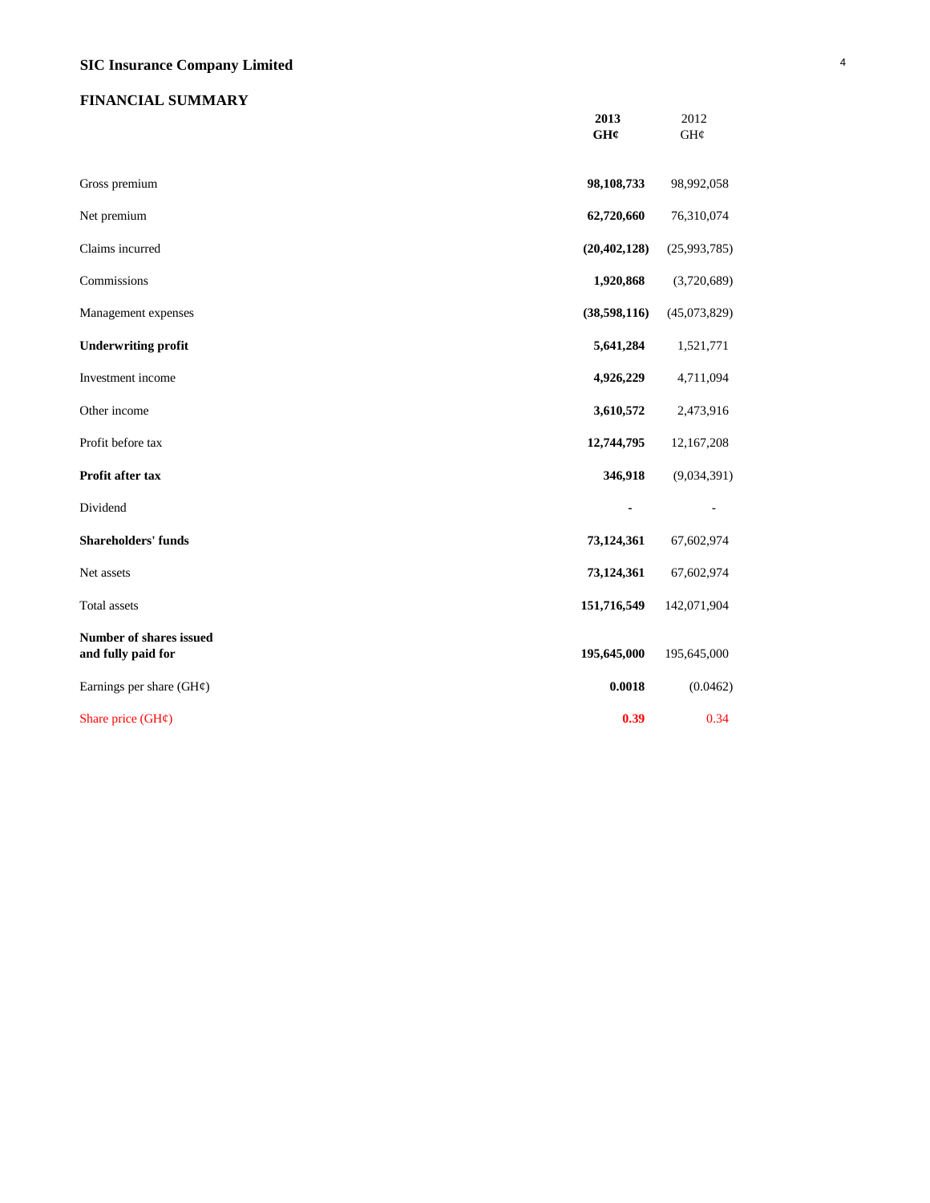## SIC Insurance Company Limited

### FINANCIAL SUMMARY

| | **2013 GH¢** | 2012 GH¢ |
|---|---|---|
| Gross premium | **98,108,733** | 98,992,058 |
| Net premium | **62,720,660** | 76,310,074 |
| Claims incurred | **(20,402,128)** | (25,993,785) |
| Commissions | **1,920,868** | (3,720,689) |
| Management expenses | **(38,598,116)** | (45,073,829) |
| **Underwriting profit** | **5,641,284** | 1,521,771 |
| Investment income | **4,926,229** | 4,711,094 |
| Other income | **3,610,572** | 2,473,916 |
| Profit before tax | **12,744,795** | 12,167,208 |
| **Profit after tax** | **346,918** | (9,034,391) |
| Dividend | **-** | - |
| **Shareholders' funds** | **73,124,361** | 67,602,974 |
| Net assets | **73,124,361** | 67,602,974 |
| Total assets | **151,716,549** | 142,071,904 |
| **Number of shares issued and fully paid for** | **195,645,000** | 195,645,000 |
| Earnings per share (GH¢) | **0.0018** | (0.0462) |
| Share price (GH¢) | **0.39** | 0.34 |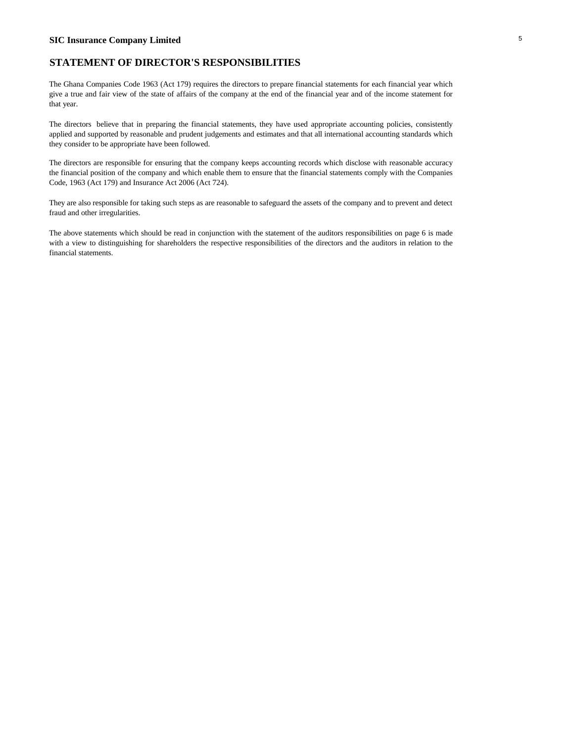## STATEMENT OF DIRECTOR'S RESPONSIBILITIES

The Ghana Companies Code 1963 (Act 179) requires the directors to prepare financial statements for each financial year which give a true and fair view of the state of affairs of the company at the end of the financial year and of the income statement for that year.

The directors believe that in preparing the financial statements, they have used appropriate accounting policies, consistently applied and supported by reasonable and prudent judgements and estimates and that all international accounting standards which they consider to be appropriate have been followed.

The directors are responsible for ensuring that the company keeps accounting records which disclose with reasonable accuracy the financial position of the company and which enable them to ensure that the financial statements comply with the Companies Code, 1963 (Act 179) and Insurance Act 2006 (Act 724).

They are also responsible for taking such steps as are reasonable to safeguard the assets of the company and to prevent and detect fraud and other irregularities.

The above statements which should be read in conjunction with the statement of the auditors responsibilities on page 6 is made with a view to distinguishing for shareholders the respective responsibilities of the directors and the auditors in relation to the financial statements.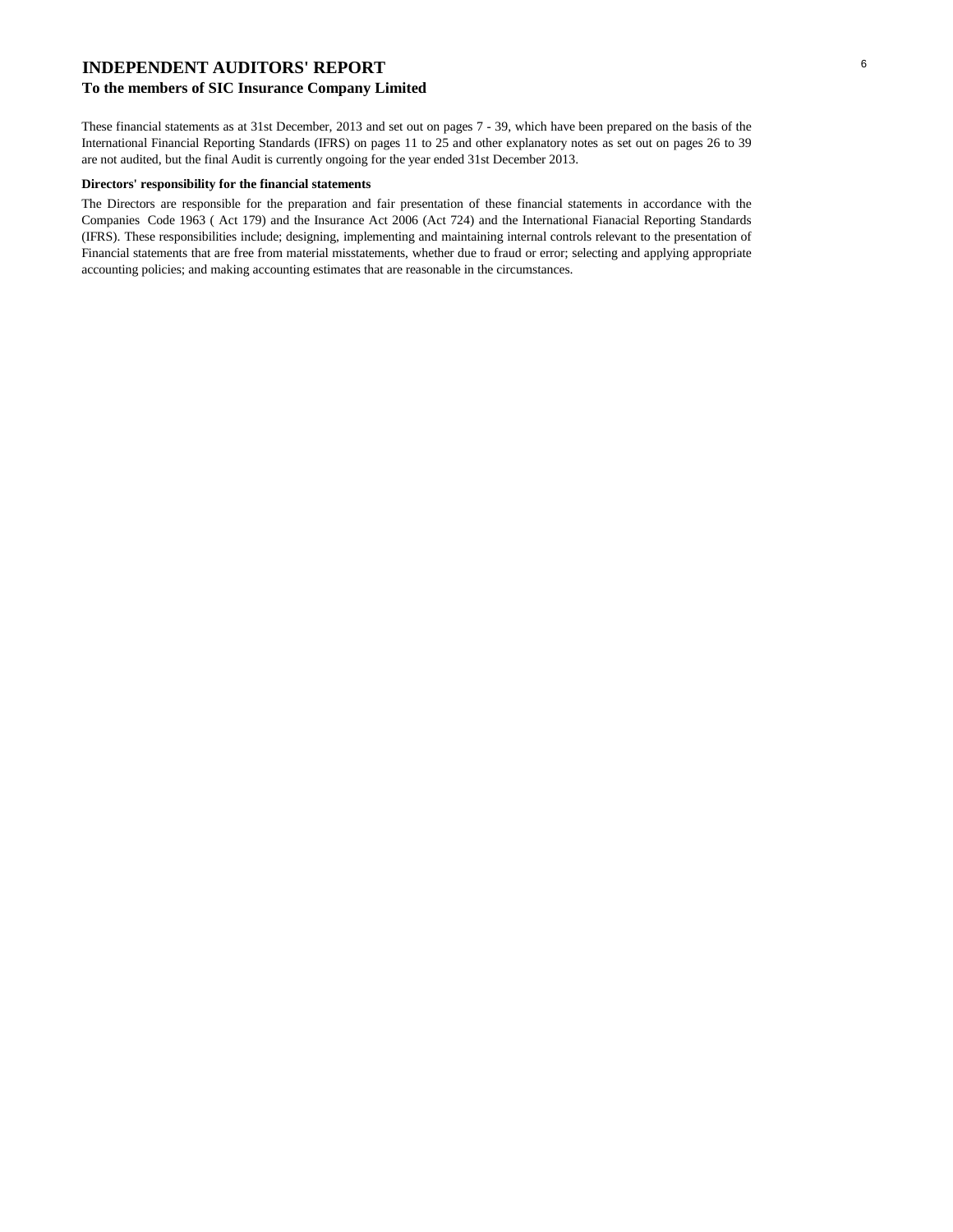# INDEPENDENT AUDITORS' REPORT

## To the members of SIC Insurance Company Limited

These financial statements as at 31st December, 2013 and set out on pages 7 - 39, which have been prepared on the basis of the International Financial Reporting Standards (IFRS) on pages 11 to 25 and other explanatory notes as set out on pages 26 to 39 are not audited, but the final Audit is currently ongoing for the year ended 31st December 2013.

**Directors' responsibility for the financial statements**

The Directors are responsible for the preparation and fair presentation of these financial statements in accordance with the Companies Code 1963 ( Act 179) and the Insurance Act 2006 (Act 724) and the International Fianacial Reporting Standards (IFRS). These responsibilities include; designing, implementing and maintaining internal controls relevant to the presentation of Financial statements that are free from material misstatements, whether due to fraud or error; selecting and applying appropriate accounting policies; and making accounting estimates that are reasonable in the circumstances.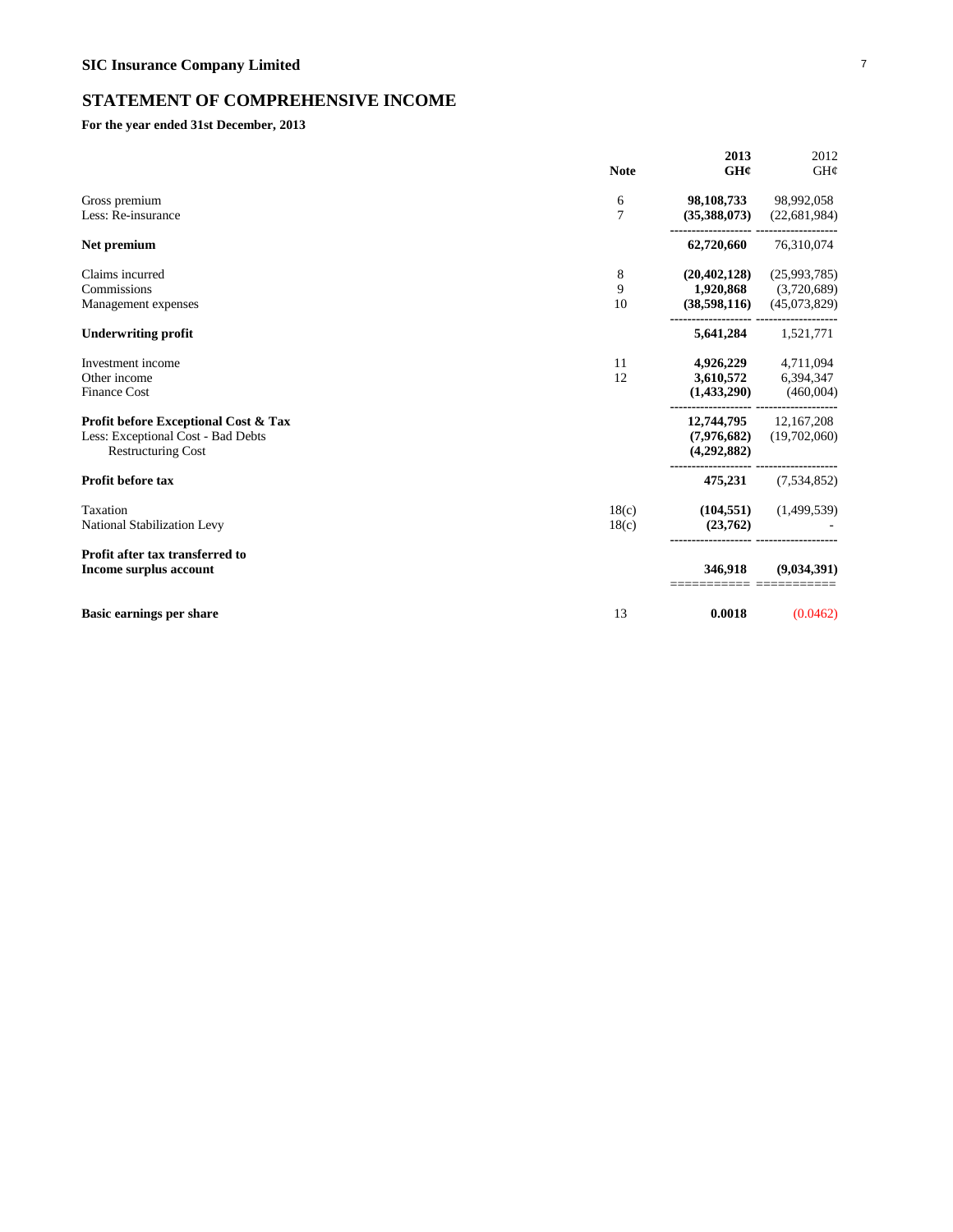## SIC Insurance Company Limited

# STATEMENT OF COMPREHENSIVE INCOME

**For the year ended 31st December, 2013**

| | Note | 2013 GH¢ | 2012 GH¢ |
|---|---|---|---|
| Gross premium | 6 | **98,108,733** | 98,992,058 |
| Less: Re-insurance | 7 | **(35,388,073)** | (22,681,984) |
| **Net premium** | | **62,720,660** | 76,310,074 |
| Claims incurred | 8 | **(20,402,128)** | (25,993,785) |
| Commissions | 9 | **1,920,868** | (3,720,689) |
| Management expenses | 10 | **(38,598,116)** | (45,073,829) |
| **Underwriting profit** | | **5,641,284** | 1,521,771 |
| Investment income | 11 | **4,926,229** | 4,711,094 |
| Other income | 12 | **3,610,572** | 6,394,347 |
| Finance Cost | | **(1,433,290)** | (460,004) |
| **Profit before Exceptional Cost & Tax** | | **12,744,795** | 12,167,208 |
| Less: Exceptional Cost - Bad Debts | | **(7,976,682)** | (19,702,060) |
| Restructuring Cost | | **(4,292,882)** | |
| **Profit before tax** | | **475,231** | (7,534,852) |
| Taxation | 18(c) | **(104,551)** | (1,499,539) |
| National Stabilization Levy | 18(c) | **(23,762)** | - |
| **Profit after tax transferred to Income surplus account** | | **346,918** | **(9,034,391)** |
| **Basic earnings per share** | 13 | **0.0018** | (0.0462) |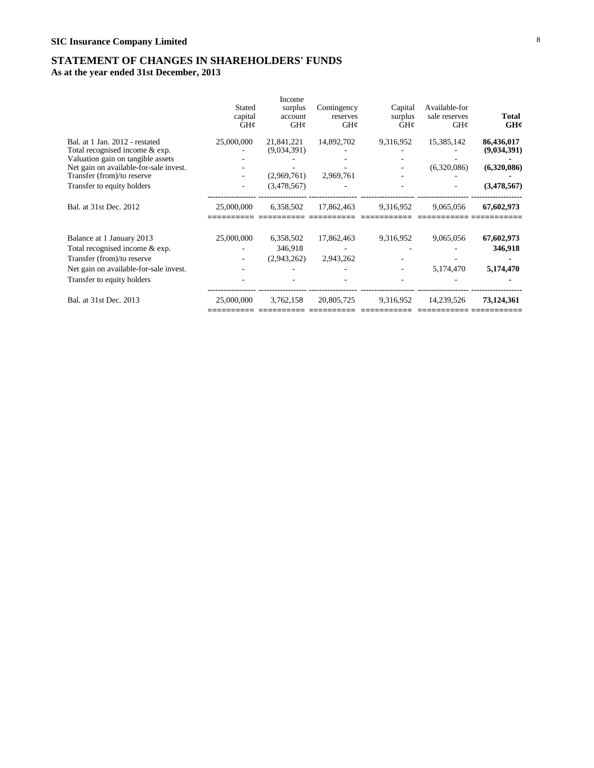**SIC Insurance Company Limited**

## STATEMENT OF CHANGES IN SHAREHOLDERS' FUNDS

### As at the year ended 31st December, 2013

| | Stated capital GH¢ | Income surplus account GH¢ | Contingency reserves GH¢ | Capital surplus GH¢ | Available-for sale reserves GH¢ | **Total GH¢** |
|---|---|---|---|---|---|---|
| Bal. at 1 Jan. 2012 - restated | 25,000,000 | 21,841,221 | 14,892,702 | 9,316,952 | 15,385,142 | **86,436,017** |
| Total recognised income & exp. | - | (9,034,391) | - | - | - | **(9,034,391)** |
| Valuation gain on tangible assets | - | - | - | - | - | **-** |
| Net gain on available-for-sale invest. | - | - | - | - | (6,320,086) | **(6,320,086)** |
| Transfer (from)/to reserve | - | (2,969,761) | 2,969,761 | - | - | **-** |
| Transfer to equity holders | - | (3,478,567) | - | - | - | **(3,478,567)** |
| Bal. at 31st Dec. 2012 | 25,000,000 | 6,358,502 | 17,862,463 | 9,316,952 | 9,065,056 | **67,602,973** |
| | | | | | | |
| Balance at 1 January 2013 | 25,000,000 | 6,358,502 | 17,862,463 | 9,316,952 | 9,065,056 | **67,602,973** |
| Total recognised income & exp. | - | 346,918 | - | - | - | **346,918** |
| Transfer (from)/to reserve | - | (2,943,262) | 2,943,262 | - | - | **-** |
| Net gain on available-for-sale invest. | - | - | - | - | 5,174,470 | **5,174,470** |
| Transfer to equity holders | - | - | - | - | - | **-** |
| Bal. at 31st Dec. 2013 | 25,000,000 | 3,762,158 | 20,805,725 | 9,316,952 | 14,239,526 | **73,124,361** |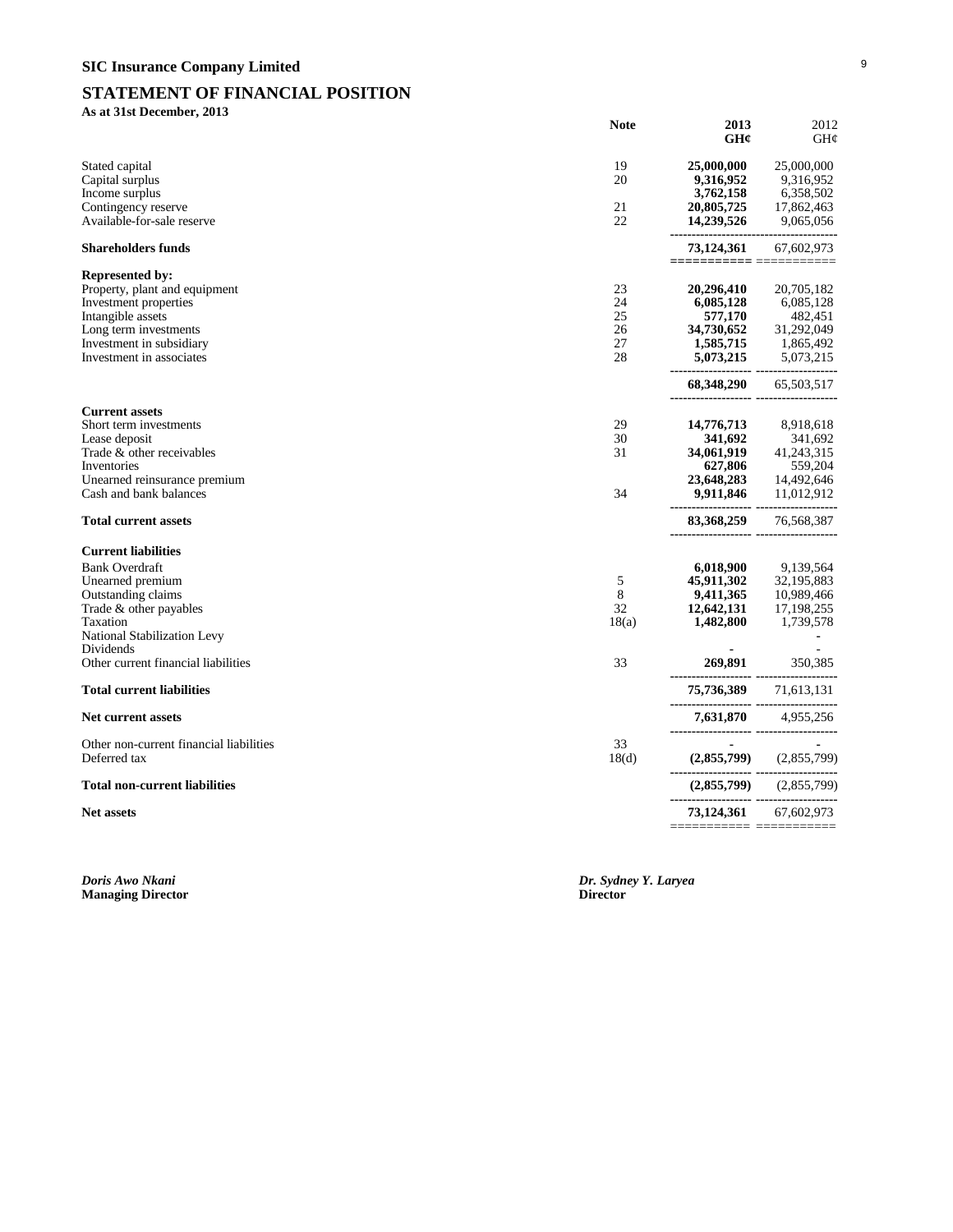## SIC Insurance Company Limited

## STATEMENT OF FINANCIAL POSITION

**As at 31st December, 2013**

| | Note | 2013 GH¢ | 2012 GH¢ |
|---|---|---|---|
| Stated capital | 19 | **25,000,000** | 25,000,000 |
| Capital surplus | 20 | **9,316,952** | 9,316,952 |
| Income surplus | | **3,762,158** | 6,358,502 |
| Contingency reserve | 21 | **20,805,725** | 17,862,463 |
| Available-for-sale reserve | 22 | **14,239,526** | 9,065,056 |
| **Shareholders funds** | | **73,124,361** | 67,602,973 |
| **Represented by:** | | | |
| Property, plant and equipment | 23 | **20,296,410** | 20,705,182 |
| Investment properties | 24 | **6,085,128** | 6,085,128 |
| Intangible assets | 25 | **577,170** | 482,451 |
| Long term investments | 26 | **34,730,652** | 31,292,049 |
| Investment in subsidiary | 27 | **1,585,715** | 1,865,492 |
| Investment in associates | 28 | **5,073,215** | 5,073,215 |
| | | **68,348,290** | 65,503,517 |
| **Current assets** | | | |
| Short term investments | 29 | **14,776,713** | 8,918,618 |
| Lease deposit | 30 | **341,692** | 341,692 |
| Trade & other receivables | 31 | **34,061,919** | 41,243,315 |
| Inventories | | **627,806** | 559,204 |
| Unearned reinsurance premium | | **23,648,283** | 14,492,646 |
| Cash and bank balances | 34 | **9,911,846** | 11,012,912 |
| **Total current assets** | | **83,368,259** | 76,568,387 |
| **Current liabilities** | | | |
| Bank Overdraft | | **6,018,900** | 9,139,564 |
| Unearned premium | 5 | **45,911,302** | 32,195,883 |
| Outstanding claims | 8 | **9,411,365** | 10,989,466 |
| Trade & other payables | 32 | **12,642,131** | 17,198,255 |
| Taxation | 18(a) | **1,482,800** | 1,739,578 |
| National Stabilization Levy | | | - |
| Dividends | | **-** | - |
| Other current financial liabilities | 33 | **269,891** | 350,385 |
| **Total current liabilities** | | **75,736,389** | 71,613,131 |
| **Net current assets** | | **7,631,870** | 4,955,256 |
| Other non-current financial liabilities | 33 | **-** | - |
| Deferred tax | 18(d) | **(2,855,799)** | (2,855,799) |
| **Total non-current liabilities** | | **(2,855,799)** | (2,855,799) |
| **Net assets** | | **73,124,361** | 67,602,973 |

***Doris Awo Nkani***
**Managing Director**

***Dr. Sydney Y. Laryea***
**Director**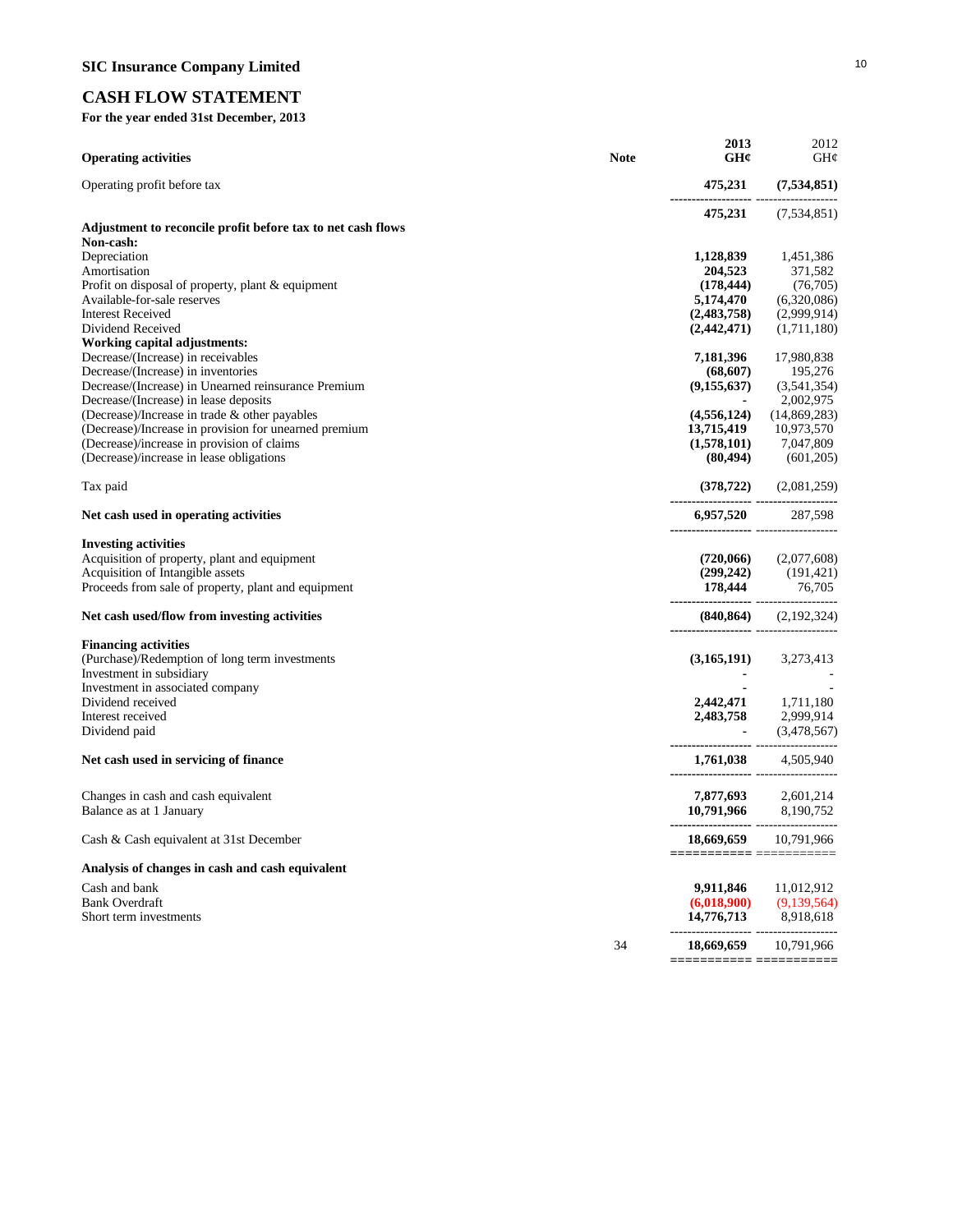## SIC Insurance Company Limited

## CASH FLOW STATEMENT

**For the year ended 31st December, 2013**

| **Operating activities** | **Note** | **2013 GH¢** | 2012 GH¢ |
|---|---|---|---|
| Operating profit before tax | | **475,231** | **(7,534,851)** |
| | | **475,231** | (7,534,851) |
| **Adjustment to reconcile profit before tax to net cash flows** | | | |
| **Non-cash:** | | | |
| Depreciation | | **1,128,839** | 1,451,386 |
| Amortisation | | **204,523** | 371,582 |
| Profit on disposal of property, plant & equipment | | **(178,444)** | (76,705) |
| Available-for-sale reserves | | **5,174,470** | (6,320,086) |
| Interest Received | | **(2,483,758)** | (2,999,914) |
| Dividend Received | | **(2,442,471)** | (1,711,180) |
| **Working capital adjustments:** | | | |
| Decrease/(Increase) in receivables | | **7,181,396** | 17,980,838 |
| Decrease/(Increase) in inventories | | **(68,607)** | 195,276 |
| Decrease/(Increase) in Unearned reinsurance Premium | | **(9,155,637)** | (3,541,354) |
| Decrease/(Increase) in lease deposits | | **-** | 2,002,975 |
| (Decrease)/Increase in trade & other payables | | **(4,556,124)** | (14,869,283) |
| (Decrease)/Increase in provision for unearned premium | | **13,715,419** | 10,973,570 |
| (Decrease)/increase in provision of claims | | **(1,578,101)** | 7,047,809 |
| (Decrease)/increase in lease obligations | | **(80,494)** | (601,205) |
| Tax paid | | **(378,722)** | (2,081,259) |
| **Net cash used in operating activities** | | **6,957,520** | 287,598 |
| **Investing activities** | | | |
| Acquisition of property, plant and equipment | | **(720,066)** | (2,077,608) |
| Acquisition of Intangible assets | | **(299,242)** | (191,421) |
| Proceeds from sale of property, plant and equipment | | **178,444** | 76,705 |
| **Net cash used/flow from investing activities** | | **(840,864)** | (2,192,324) |
| **Financing activities** | | | |
| (Purchase)/Redemption of long term investments | | **(3,165,191)** | 3,273,413 |
| Investment in subsidiary | | **-** | - |
| Investment in associated company | | **-** | - |
| Dividend received | | **2,442,471** | 1,711,180 |
| Interest received | | **2,483,758** | 2,999,914 |
| Dividend paid | | **-** | (3,478,567) |
| **Net cash used in servicing of finance** | | **1,761,038** | 4,505,940 |
| Changes in cash and cash equivalent | | **7,877,693** | 2,601,214 |
| Balance as at 1 January | | **10,791,966** | 8,190,752 |
| Cash & Cash equivalent at 31st December | | **18,669,659** | 10,791,966 |
| **Analysis of changes in cash and cash equivalent** | | | |
| Cash and bank | | **9,911,846** | 11,012,912 |
| Bank Overdraft | | **(6,018,900)** | (9,139,564) |
| Short term investments | | **14,776,713** | 8,918,618 |
| | 34 | **18,669,659** | 10,791,966 |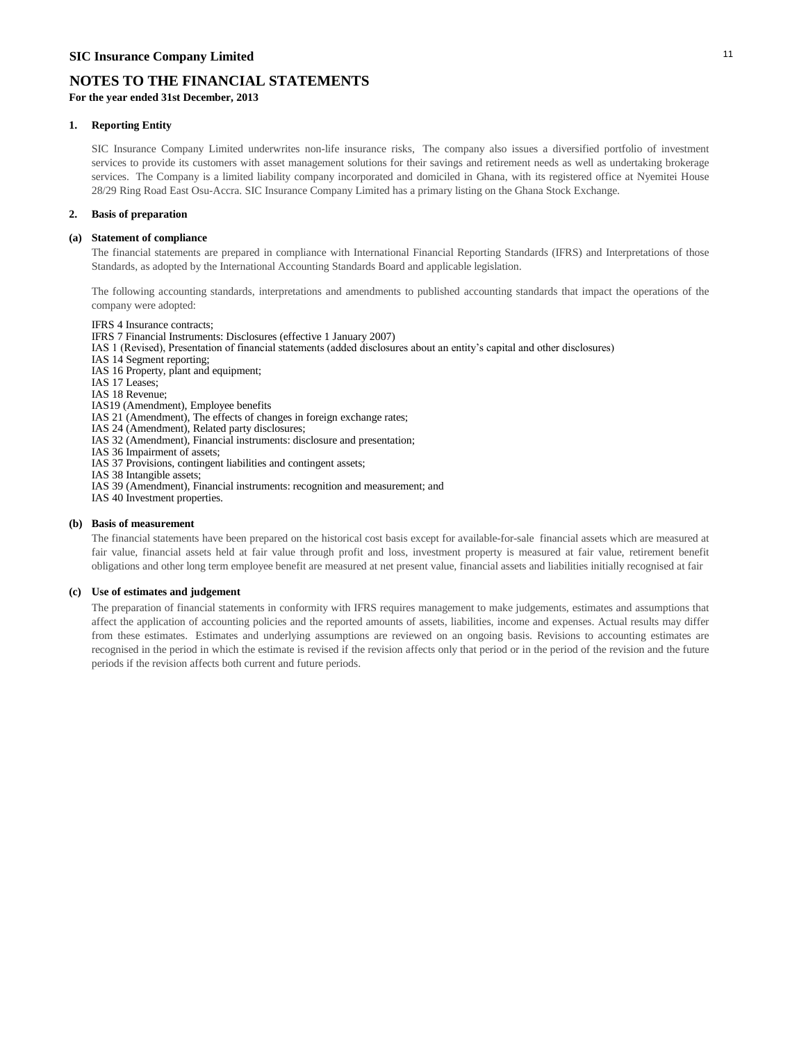**SIC Insurance Company Limited**

# NOTES TO THE FINANCIAL STATEMENTS

**For the year ended 31st December, 2013**

## 1. Reporting Entity

SIC Insurance Company Limited underwrites non-life insurance risks, The company also issues a diversified portfolio of investment services to provide its customers with asset management solutions for their savings and retirement needs as well as undertaking brokerage services. The Company is a limited liability company incorporated and domiciled in Ghana, with its registered office at Nyemitei House 28/29 Ring Road East Osu-Accra. SIC Insurance Company Limited has a primary listing on the Ghana Stock Exchange.

## 2. Basis of preparation

### (a) Statement of compliance

The financial statements are prepared in compliance with International Financial Reporting Standards (IFRS) and Interpretations of those Standards, as adopted by the International Accounting Standards Board and applicable legislation.

The following accounting standards, interpretations and amendments to published accounting standards that impact the operations of the company were adopted:

IFRS 4 Insurance contracts;
IFRS 7 Financial Instruments: Disclosures (effective 1 January 2007)
IAS 1 (Revised), Presentation of financial statements (added disclosures about an entity's capital and other disclosures)
IAS 14 Segment reporting;
IAS 16 Property, plant and equipment;
IAS 17 Leases;
IAS 18 Revenue;
IAS19 (Amendment), Employee benefits
IAS 21 (Amendment), The effects of changes in foreign exchange rates;
IAS 24 (Amendment), Related party disclosures;
IAS 32 (Amendment), Financial instruments: disclosure and presentation;
IAS 36 Impairment of assets;
IAS 37 Provisions, contingent liabilities and contingent assets;
IAS 38 Intangible assets;
IAS 39 (Amendment), Financial instruments: recognition and measurement; and
IAS 40 Investment properties.

### (b) Basis of measurement

The financial statements have been prepared on the historical cost basis except for available-for-sale financial assets which are measured at fair value, financial assets held at fair value through profit and loss, investment property is measured at fair value, retirement benefit obligations and other long term employee benefit are measured at net present value, financial assets and liabilities initially recognised at fair

### (c) Use of estimates and judgement

The preparation of financial statements in conformity with IFRS requires management to make judgements, estimates and assumptions that affect the application of accounting policies and the reported amounts of assets, liabilities, income and expenses. Actual results may differ from these estimates. Estimates and underlying assumptions are reviewed on an ongoing basis. Revisions to accounting estimates are recognised in the period in which the estimate is revised if the revision affects only that period or in the period of the revision and the future periods if the revision affects both current and future periods.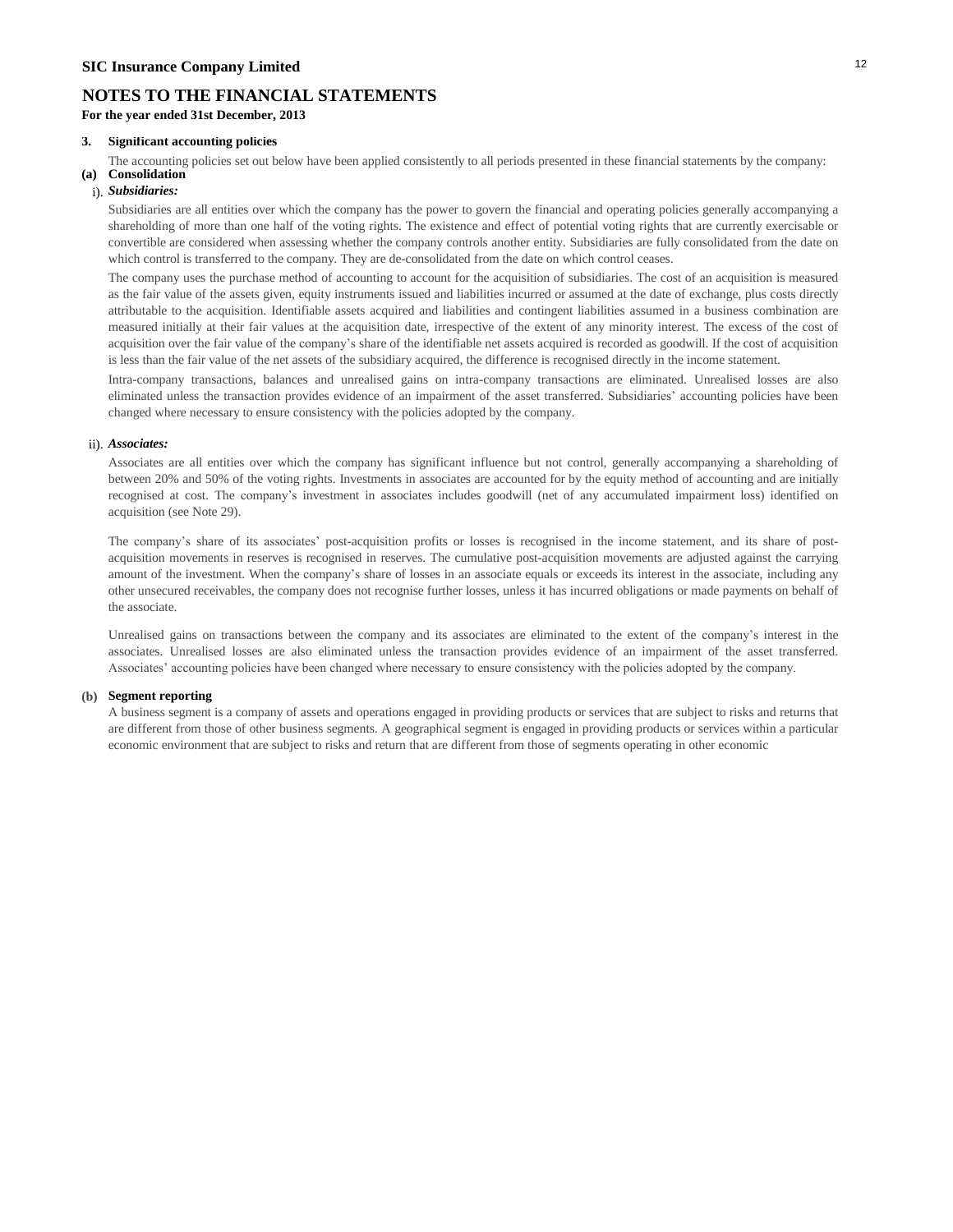**SIC Insurance Company Limited**

## NOTES TO THE FINANCIAL STATEMENTS

**For the year ended 31st December, 2013**

### 3. Significant accounting policies

The accounting policies set out below have been applied consistently to all periods presented in these financial statements by the company:

#### (a) Consolidation

i). ***Subsidiaries:***

Subsidiaries are all entities over which the company has the power to govern the financial and operating policies generally accompanying a shareholding of more than one half of the voting rights. The existence and effect of potential voting rights that are currently exercisable or convertible are considered when assessing whether the company controls another entity. Subsidiaries are fully consolidated from the date on which control is transferred to the company. They are de-consolidated from the date on which control ceases.

The company uses the purchase method of accounting to account for the acquisition of subsidiaries. The cost of an acquisition is measured as the fair value of the assets given, equity instruments issued and liabilities incurred or assumed at the date of exchange, plus costs directly attributable to the acquisition. Identifiable assets acquired and liabilities and contingent liabilities assumed in a business combination are measured initially at their fair values at the acquisition date, irrespective of the extent of any minority interest. The excess of the cost of acquisition over the fair value of the company's share of the identifiable net assets acquired is recorded as goodwill. If the cost of acquisition is less than the fair value of the net assets of the subsidiary acquired, the difference is recognised directly in the income statement.

Intra-company transactions, balances and unrealised gains on intra-company transactions are eliminated. Unrealised losses are also eliminated unless the transaction provides evidence of an impairment of the asset transferred. Subsidiaries' accounting policies have been changed where necessary to ensure consistency with the policies adopted by the company.

ii). ***Associates:***

Associates are all entities over which the company has significant influence but not control, generally accompanying a shareholding of between 20% and 50% of the voting rights. Investments in associates are accounted for by the equity method of accounting and are initially recognised at cost. The company's investment in associates includes goodwill (net of any accumulated impairment loss) identified on acquisition (see Note 29).

The company's share of its associates' post-acquisition profits or losses is recognised in the income statement, and its share of post-acquisition movements in reserves is recognised in reserves. The cumulative post-acquisition movements are adjusted against the carrying amount of the investment. When the company's share of losses in an associate equals or exceeds its interest in the associate, including any other unsecured receivables, the company does not recognise further losses, unless it has incurred obligations or made payments on behalf of the associate.

Unrealised gains on transactions between the company and its associates are eliminated to the extent of the company's interest in the associates. Unrealised losses are also eliminated unless the transaction provides evidence of an impairment of the asset transferred. Associates' accounting policies have been changed where necessary to ensure consistency with the policies adopted by the company.

#### (b) Segment reporting

A business segment is a company of assets and operations engaged in providing products or services that are subject to risks and returns that are different from those of other business segments. A geographical segment is engaged in providing products or services within a particular economic environment that are subject to risks and return that are different from those of segments operating in other economic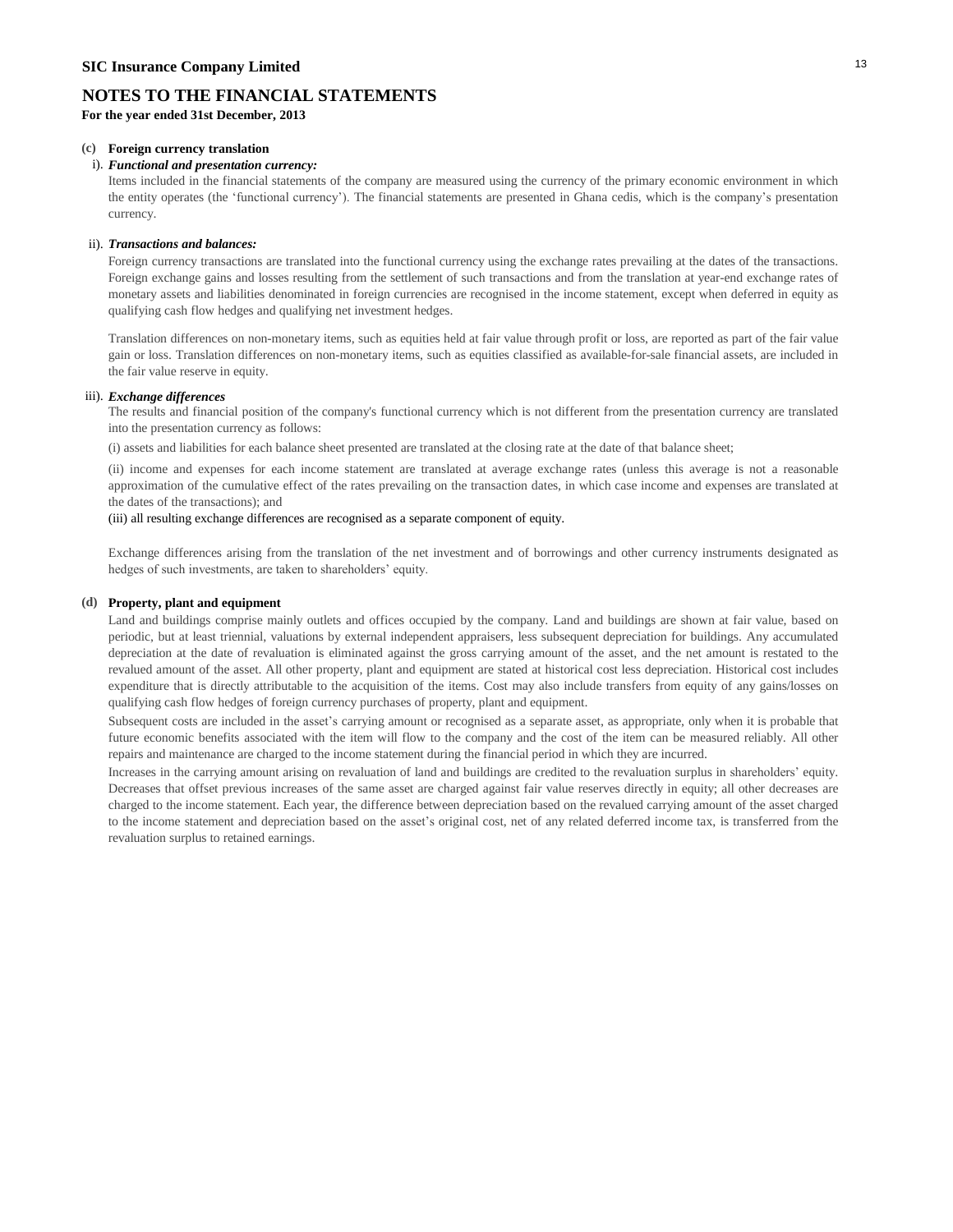# SIC Insurance Company Limited

## NOTES TO THE FINANCIAL STATEMENTS

**For the year ended 31st December, 2013**

**(c) Foreign currency translation**

i). ***Functional and presentation currency:***

Items included in the financial statements of the company are measured using the currency of the primary economic environment in which the entity operates (the 'functional currency'). The financial statements are presented in Ghana cedis, which is the company's presentation currency.

ii). ***Transactions and balances:***

Foreign currency transactions are translated into the functional currency using the exchange rates prevailing at the dates of the transactions. Foreign exchange gains and losses resulting from the settlement of such transactions and from the translation at year-end exchange rates of monetary assets and liabilities denominated in foreign currencies are recognised in the income statement, except when deferred in equity as qualifying cash flow hedges and qualifying net investment hedges.

Translation differences on non-monetary items, such as equities held at fair value through profit or loss, are reported as part of the fair value gain or loss. Translation differences on non-monetary items, such as equities classified as available-for-sale financial assets, are included in the fair value reserve in equity.

iii). ***Exchange differences***

The results and financial position of the company's functional currency which is not different from the presentation currency are translated into the presentation currency as follows:

(i) assets and liabilities for each balance sheet presented are translated at the closing rate at the date of that balance sheet;

(ii) income and expenses for each income statement are translated at average exchange rates (unless this average is not a reasonable approximation of the cumulative effect of the rates prevailing on the transaction dates, in which case income and expenses are translated at the dates of the transactions); and

(iii) all resulting exchange differences are recognised as a separate component of equity.

Exchange differences arising from the translation of the net investment and of borrowings and other currency instruments designated as hedges of such investments, are taken to shareholders' equity.

**(d) Property, plant and equipment**

Land and buildings comprise mainly outlets and offices occupied by the company. Land and buildings are shown at fair value, based on periodic, but at least triennial, valuations by external independent appraisers, less subsequent depreciation for buildings. Any accumulated depreciation at the date of revaluation is eliminated against the gross carrying amount of the asset, and the net amount is restated to the revalued amount of the asset. All other property, plant and equipment are stated at historical cost less depreciation. Historical cost includes expenditure that is directly attributable to the acquisition of the items. Cost may also include transfers from equity of any gains/losses on qualifying cash flow hedges of foreign currency purchases of property, plant and equipment.

Subsequent costs are included in the asset's carrying amount or recognised as a separate asset, as appropriate, only when it is probable that future economic benefits associated with the item will flow to the company and the cost of the item can be measured reliably. All other repairs and maintenance are charged to the income statement during the financial period in which they are incurred.

Increases in the carrying amount arising on revaluation of land and buildings are credited to the revaluation surplus in shareholders' equity. Decreases that offset previous increases of the same asset are charged against fair value reserves directly in equity; all other decreases are charged to the income statement. Each year, the difference between depreciation based on the revalued carrying amount of the asset charged to the income statement and depreciation based on the asset's original cost, net of any related deferred income tax, is transferred from the revaluation surplus to retained earnings.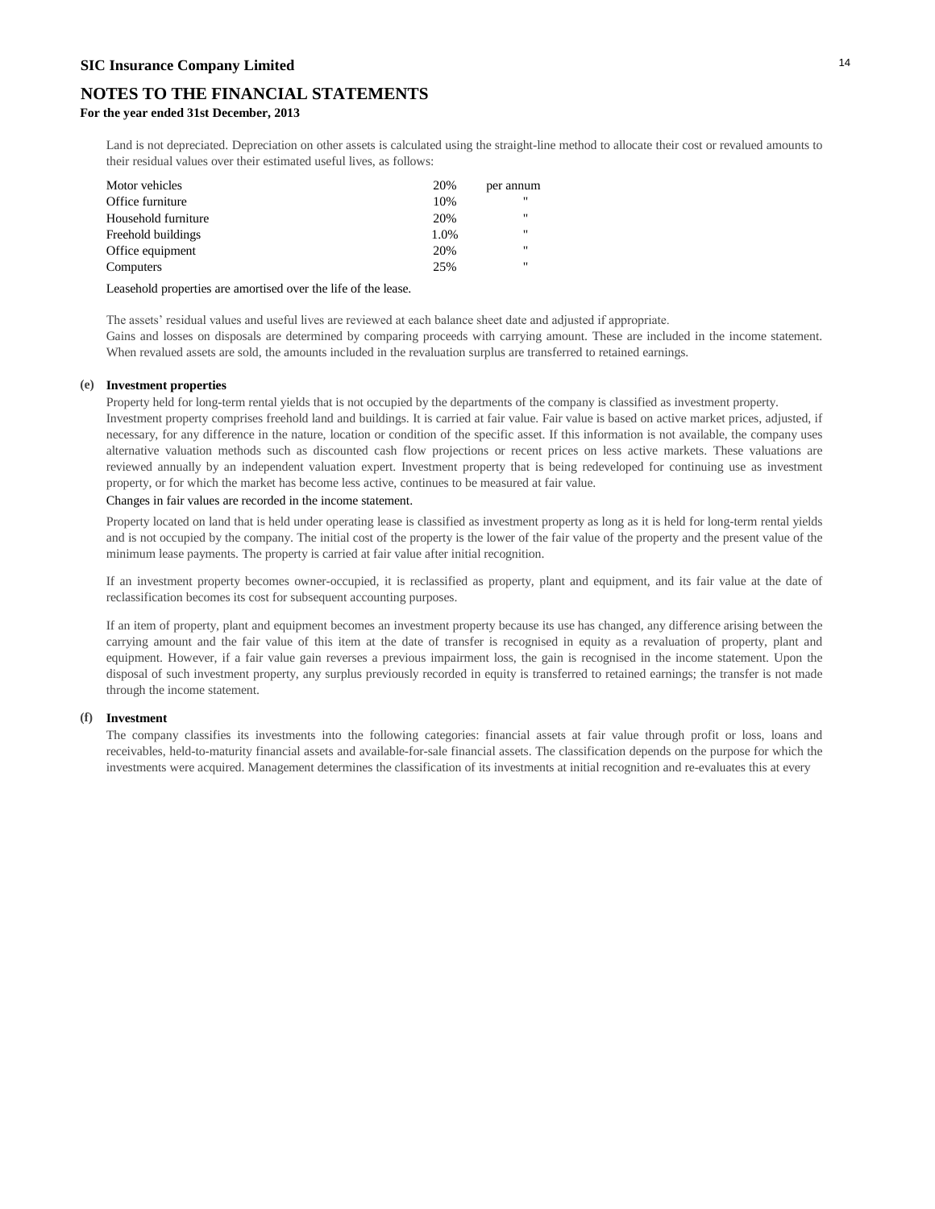# NOTES TO THE FINANCIAL STATEMENTS

**For the year ended 31st December, 2013**

Land is not depreciated. Depreciation on other assets is calculated using the straight-line method to allocate their cost or revalued amounts to their residual values over their estimated useful lives, as follows:

| | | |
|---|---|---|
| Motor vehicles | 20% | per annum |
| Office furniture | 10% | " |
| Household furniture | 20% | " |
| Freehold buildings | 1.0% | " |
| Office equipment | 20% | " |
| Computers | 25% | " |

Leasehold properties are amortised over the life of the lease.

The assets' residual values and useful lives are reviewed at each balance sheet date and adjusted if appropriate.

Gains and losses on disposals are determined by comparing proceeds with carrying amount. These are included in the income statement. When revalued assets are sold, the amounts included in the revaluation surplus are transferred to retained earnings.

## (e) Investment properties

Property held for long-term rental yields that is not occupied by the departments of the company is classified as investment property.

Investment property comprises freehold land and buildings. It is carried at fair value. Fair value is based on active market prices, adjusted, if necessary, for any difference in the nature, location or condition of the specific asset. If this information is not available, the company uses alternative valuation methods such as discounted cash flow projections or recent prices on less active markets. These valuations are reviewed annually by an independent valuation expert. Investment property that is being redeveloped for continuing use as investment property, or for which the market has become less active, continues to be measured at fair value.

Changes in fair values are recorded in the income statement.

Property located on land that is held under operating lease is classified as investment property as long as it is held for long-term rental yields and is not occupied by the company. The initial cost of the property is the lower of the fair value of the property and the present value of the minimum lease payments. The property is carried at fair value after initial recognition.

If an investment property becomes owner-occupied, it is reclassified as property, plant and equipment, and its fair value at the date of reclassification becomes its cost for subsequent accounting purposes.

If an item of property, plant and equipment becomes an investment property because its use has changed, any difference arising between the carrying amount and the fair value of this item at the date of transfer is recognised in equity as a revaluation of property, plant and equipment. However, if a fair value gain reverses a previous impairment loss, the gain is recognised in the income statement. Upon the disposal of such investment property, any surplus previously recorded in equity is transferred to retained earnings; the transfer is not made through the income statement.

## (f) Investment

The company classifies its investments into the following categories: financial assets at fair value through profit or loss, loans and receivables, held-to-maturity financial assets and available-for-sale financial assets. The classification depends on the purpose for which the investments were acquired. Management determines the classification of its investments at initial recognition and re-evaluates this at every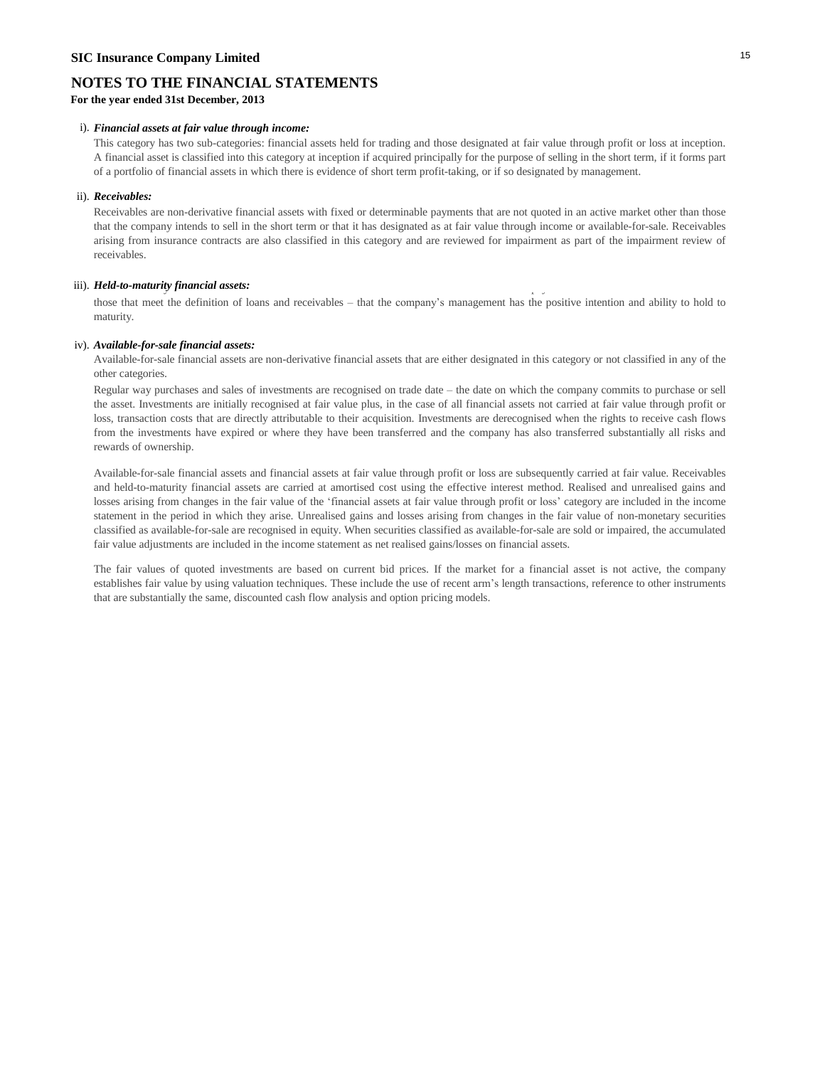**SIC Insurance Company Limited**

## NOTES TO THE FINANCIAL STATEMENTS

**For the year ended 31st December, 2013**

i). ***Financial assets at fair value through income:***

This category has two sub-categories: financial assets held for trading and those designated at fair value through profit or loss at inception. A financial asset is classified into this category at inception if acquired principally for the purpose of selling in the short term, if it forms part of a portfolio of financial assets in which there is evidence of short term profit-taking, or if so designated by management.

ii). ***Receivables:***

Receivables are non-derivative financial assets with fixed or determinable payments that are not quoted in an active market other than those that the company intends to sell in the short term or that it has designated as at fair value through income or available-for-sale. Receivables arising from insurance contracts are also classified in this category and are reviewed for impairment as part of the impairment review of receivables.

iii). ***Held-to-maturity financial assets:***

those that meet the definition of loans and receivables – that the company's management has the positive intention and ability to hold to maturity.

iv). ***Available-for-sale financial assets:***

Available-for-sale financial assets are non-derivative financial assets that are either designated in this category or not classified in any of the other categories.

Regular way purchases and sales of investments are recognised on trade date – the date on which the company commits to purchase or sell the asset. Investments are initially recognised at fair value plus, in the case of all financial assets not carried at fair value through profit or loss, transaction costs that are directly attributable to their acquisition. Investments are derecognised when the rights to receive cash flows from the investments have expired or where they have been transferred and the company has also transferred substantially all risks and rewards of ownership.

Available-for-sale financial assets and financial assets at fair value through profit or loss are subsequently carried at fair value. Receivables and held-to-maturity financial assets are carried at amortised cost using the effective interest method. Realised and unrealised gains and losses arising from changes in the fair value of the 'financial assets at fair value through profit or loss' category are included in the income statement in the period in which they arise. Unrealised gains and losses arising from changes in the fair value of non-monetary securities classified as available-for-sale are recognised in equity. When securities classified as available-for-sale are sold or impaired, the accumulated fair value adjustments are included in the income statement as net realised gains/losses on financial assets.

The fair values of quoted investments are based on current bid prices. If the market for a financial asset is not active, the company establishes fair value by using valuation techniques. These include the use of recent arm's length transactions, reference to other instruments that are substantially the same, discounted cash flow analysis and option pricing models.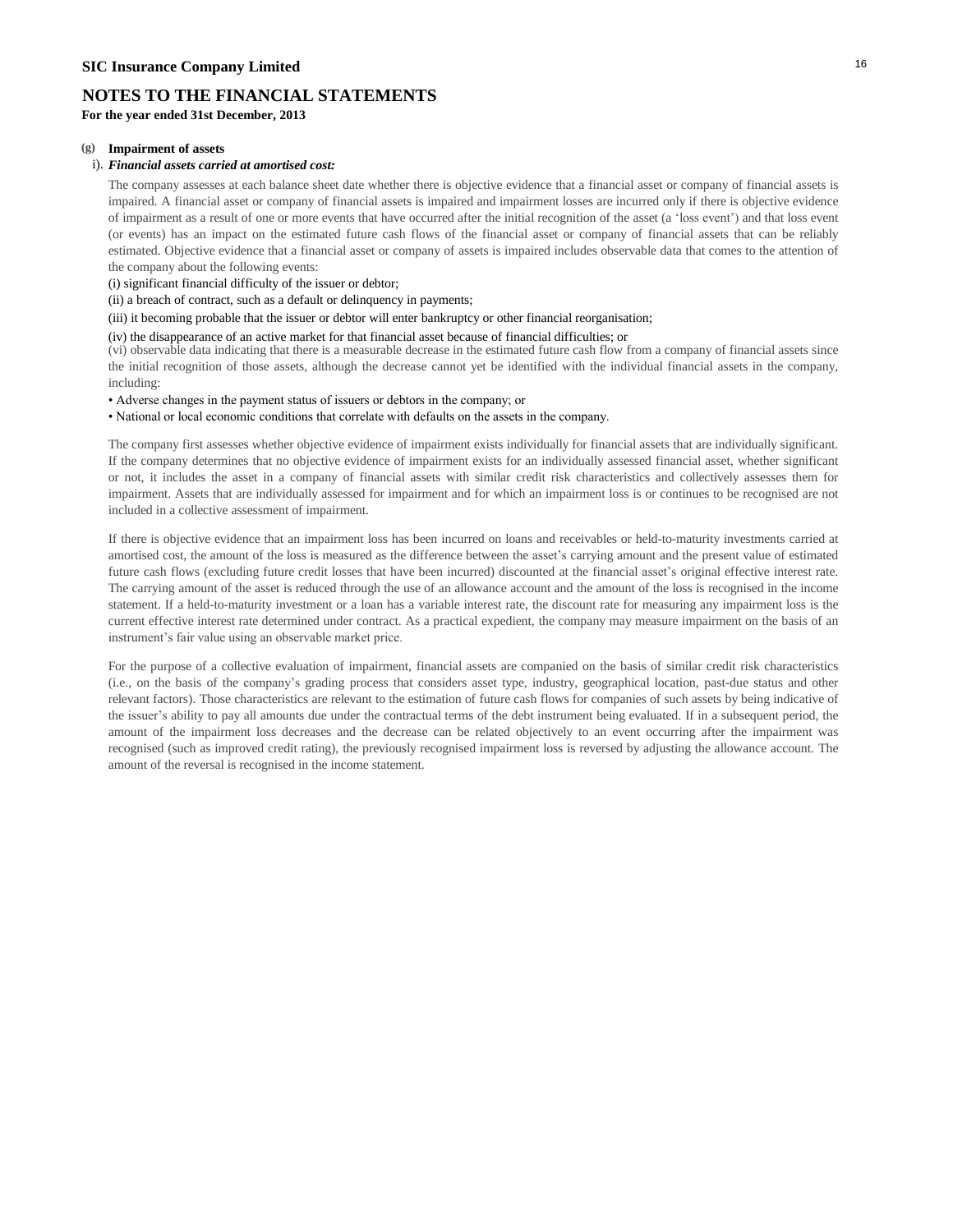**SIC Insurance Company Limited**

# NOTES TO THE FINANCIAL STATEMENTS

**For the year ended 31st December, 2013**

**(g) Impairment of assets**

i). ***Financial assets carried at amortised cost:***

The company assesses at each balance sheet date whether there is objective evidence that a financial asset or company of financial assets is impaired. A financial asset or company of financial assets is impaired and impairment losses are incurred only if there is objective evidence of impairment as a result of one or more events that have occurred after the initial recognition of the asset (a 'loss event') and that loss event (or events) has an impact on the estimated future cash flows of the financial asset or company of financial assets that can be reliably estimated. Objective evidence that a financial asset or company of assets is impaired includes observable data that comes to the attention of the company about the following events:

(i) significant financial difficulty of the issuer or debtor;

(ii) a breach of contract, such as a default or delinquency in payments;

(iii) it becoming probable that the issuer or debtor will enter bankruptcy or other financial reorganisation;

(iv) the disappearance of an active market for that financial asset because of financial difficulties; or

(vi) observable data indicating that there is a measurable decrease in the estimated future cash flow from a company of financial assets since the initial recognition of those assets, although the decrease cannot yet be identified with the individual financial assets in the company, including:

- Adverse changes in the payment status of issuers or debtors in the company; or
- National or local economic conditions that correlate with defaults on the assets in the company.

The company first assesses whether objective evidence of impairment exists individually for financial assets that are individually significant. If the company determines that no objective evidence of impairment exists for an individually assessed financial asset, whether significant or not, it includes the asset in a company of financial assets with similar credit risk characteristics and collectively assesses them for impairment. Assets that are individually assessed for impairment and for which an impairment loss is or continues to be recognised are not included in a collective assessment of impairment.

If there is objective evidence that an impairment loss has been incurred on loans and receivables or held-to-maturity investments carried at amortised cost, the amount of the loss is measured as the difference between the asset's carrying amount and the present value of estimated future cash flows (excluding future credit losses that have been incurred) discounted at the financial asset's original effective interest rate. The carrying amount of the asset is reduced through the use of an allowance account and the amount of the loss is recognised in the income statement. If a held-to-maturity investment or a loan has a variable interest rate, the discount rate for measuring any impairment loss is the current effective interest rate determined under contract. As a practical expedient, the company may measure impairment on the basis of an instrument's fair value using an observable market price.

For the purpose of a collective evaluation of impairment, financial assets are companied on the basis of similar credit risk characteristics (i.e., on the basis of the company's grading process that considers asset type, industry, geographical location, past-due status and other relevant factors). Those characteristics are relevant to the estimation of future cash flows for companies of such assets by being indicative of the issuer's ability to pay all amounts due under the contractual terms of the debt instrument being evaluated. If in a subsequent period, the amount of the impairment loss decreases and the decrease can be related objectively to an event occurring after the impairment was recognised (such as improved credit rating), the previously recognised impairment loss is reversed by adjusting the allowance account. The amount of the reversal is recognised in the income statement.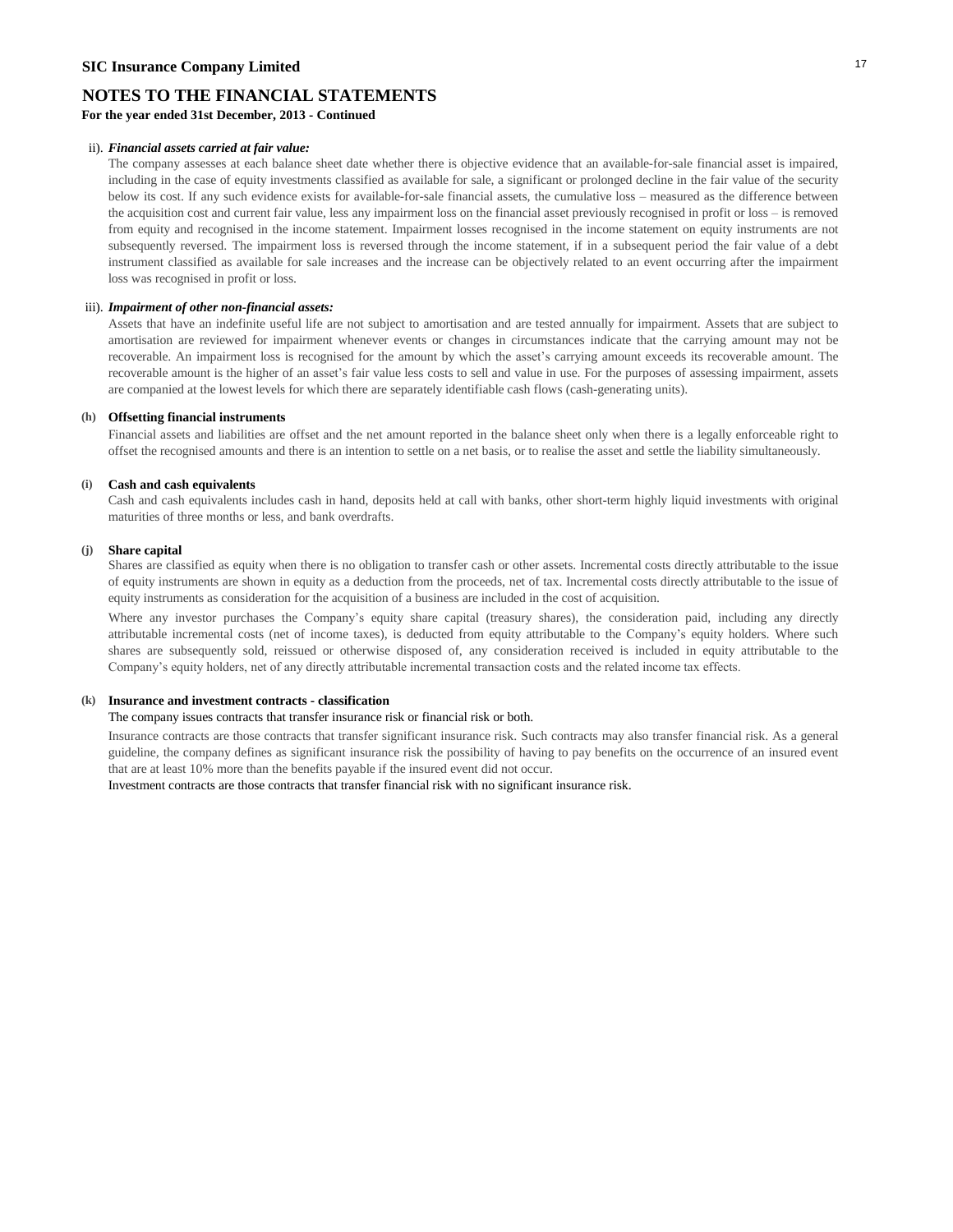## SIC Insurance Company Limited

# NOTES TO THE FINANCIAL STATEMENTS

**For the year ended 31st December, 2013 - Continued**

ii). ***Financial assets carried at fair value:***

The company assesses at each balance sheet date whether there is objective evidence that an available-for-sale financial asset is impaired, including in the case of equity investments classified as available for sale, a significant or prolonged decline in the fair value of the security below its cost. If any such evidence exists for available-for-sale financial assets, the cumulative loss – measured as the difference between the acquisition cost and current fair value, less any impairment loss on the financial asset previously recognised in profit or loss – is removed from equity and recognised in the income statement. Impairment losses recognised in the income statement on equity instruments are not subsequently reversed. The impairment loss is reversed through the income statement, if in a subsequent period the fair value of a debt instrument classified as available for sale increases and the increase can be objectively related to an event occurring after the impairment loss was recognised in profit or loss.

iii). ***Impairment of other non-financial assets:***

Assets that have an indefinite useful life are not subject to amortisation and are tested annually for impairment. Assets that are subject to amortisation are reviewed for impairment whenever events or changes in circumstances indicate that the carrying amount may not be recoverable. An impairment loss is recognised for the amount by which the asset's carrying amount exceeds its recoverable amount. The recoverable amount is the higher of an asset's fair value less costs to sell and value in use. For the purposes of assessing impairment, assets are companied at the lowest levels for which there are separately identifiable cash flows (cash-generating units).

**(h) Offsetting financial instruments**

Financial assets and liabilities are offset and the net amount reported in the balance sheet only when there is a legally enforceable right to offset the recognised amounts and there is an intention to settle on a net basis, or to realise the asset and settle the liability simultaneously.

**(i) Cash and cash equivalents**

Cash and cash equivalents includes cash in hand, deposits held at call with banks, other short-term highly liquid investments with original maturities of three months or less, and bank overdrafts.

**(j) Share capital**

Shares are classified as equity when there is no obligation to transfer cash or other assets. Incremental costs directly attributable to the issue of equity instruments are shown in equity as a deduction from the proceeds, net of tax. Incremental costs directly attributable to the issue of equity instruments as consideration for the acquisition of a business are included in the cost of acquisition.

Where any investor purchases the Company's equity share capital (treasury shares), the consideration paid, including any directly attributable incremental costs (net of income taxes), is deducted from equity attributable to the Company's equity holders. Where such shares are subsequently sold, reissued or otherwise disposed of, any consideration received is included in equity attributable to the Company's equity holders, net of any directly attributable incremental transaction costs and the related income tax effects.

**(k) Insurance and investment contracts - classification**

The company issues contracts that transfer insurance risk or financial risk or both.

Insurance contracts are those contracts that transfer significant insurance risk. Such contracts may also transfer financial risk. As a general guideline, the company defines as significant insurance risk the possibility of having to pay benefits on the occurrence of an insured event that are at least 10% more than the benefits payable if the insured event did not occur.

Investment contracts are those contracts that transfer financial risk with no significant insurance risk.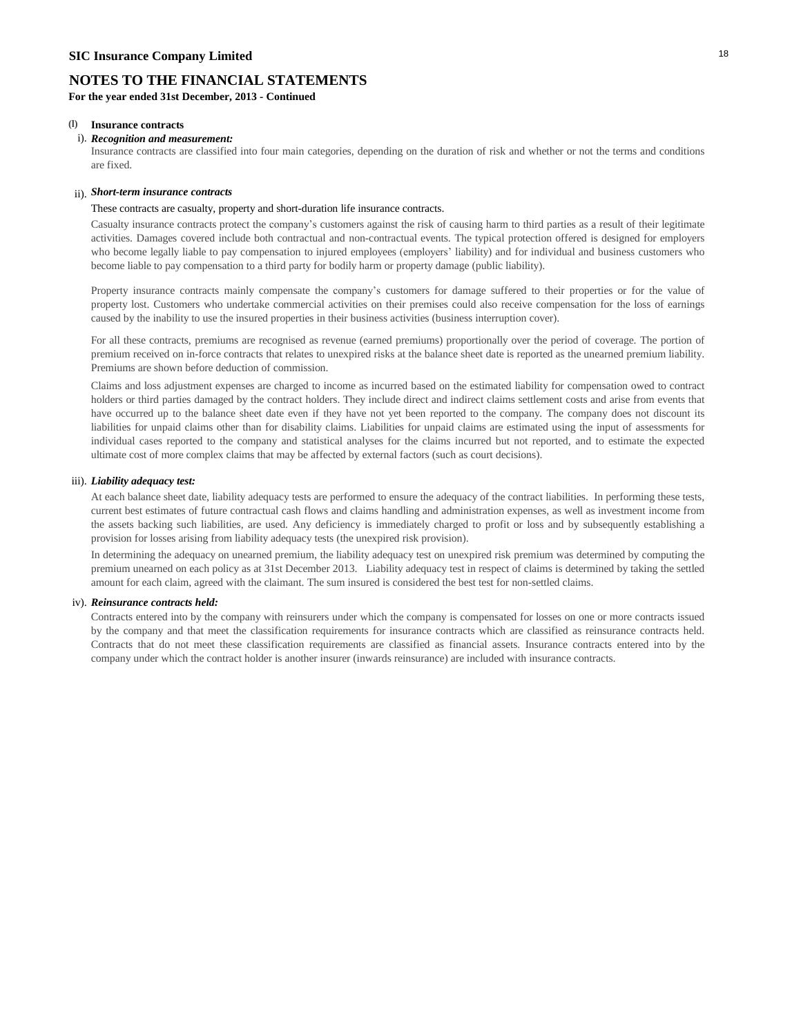**SIC Insurance Company Limited**

# NOTES TO THE FINANCIAL STATEMENTS

**For the year ended 31st December, 2013 - Continued**

**(l) Insurance contracts**

i). ***Recognition and measurement:***

Insurance contracts are classified into four main categories, depending on the duration of risk and whether or not the terms and conditions are fixed.

ii). ***Short-term insurance contracts***

These contracts are casualty, property and short-duration life insurance contracts.

Casualty insurance contracts protect the company's customers against the risk of causing harm to third parties as a result of their legitimate activities. Damages covered include both contractual and non-contractual events. The typical protection offered is designed for employers who become legally liable to pay compensation to injured employees (employers' liability) and for individual and business customers who become liable to pay compensation to a third party for bodily harm or property damage (public liability).

Property insurance contracts mainly compensate the company's customers for damage suffered to their properties or for the value of property lost. Customers who undertake commercial activities on their premises could also receive compensation for the loss of earnings caused by the inability to use the insured properties in their business activities (business interruption cover).

For all these contracts, premiums are recognised as revenue (earned premiums) proportionally over the period of coverage. The portion of premium received on in-force contracts that relates to unexpired risks at the balance sheet date is reported as the unearned premium liability. Premiums are shown before deduction of commission.

Claims and loss adjustment expenses are charged to income as incurred based on the estimated liability for compensation owed to contract holders or third parties damaged by the contract holders. They include direct and indirect claims settlement costs and arise from events that have occurred up to the balance sheet date even if they have not yet been reported to the company. The company does not discount its liabilities for unpaid claims other than for disability claims. Liabilities for unpaid claims are estimated using the input of assessments for individual cases reported to the company and statistical analyses for the claims incurred but not reported, and to estimate the expected ultimate cost of more complex claims that may be affected by external factors (such as court decisions).

iii). ***Liability adequacy test:***

At each balance sheet date, liability adequacy tests are performed to ensure the adequacy of the contract liabilities. In performing these tests, current best estimates of future contractual cash flows and claims handling and administration expenses, as well as investment income from the assets backing such liabilities, are used. Any deficiency is immediately charged to profit or loss and by subsequently establishing a provision for losses arising from liability adequacy tests (the unexpired risk provision).

In determining the adequacy on unearned premium, the liability adequacy test on unexpired risk premium was determined by computing the premium unearned on each policy as at 31st December 2013. Liability adequacy test in respect of claims is determined by taking the settled amount for each claim, agreed with the claimant. The sum insured is considered the best test for non-settled claims.

iv). ***Reinsurance contracts held:***

Contracts entered into by the company with reinsurers under which the company is compensated for losses on one or more contracts issued by the company and that meet the classification requirements for insurance contracts which are classified as reinsurance contracts held. Contracts that do not meet these classification requirements are classified as financial assets. Insurance contracts entered into by the company under which the contract holder is another insurer (inwards reinsurance) are included with insurance contracts.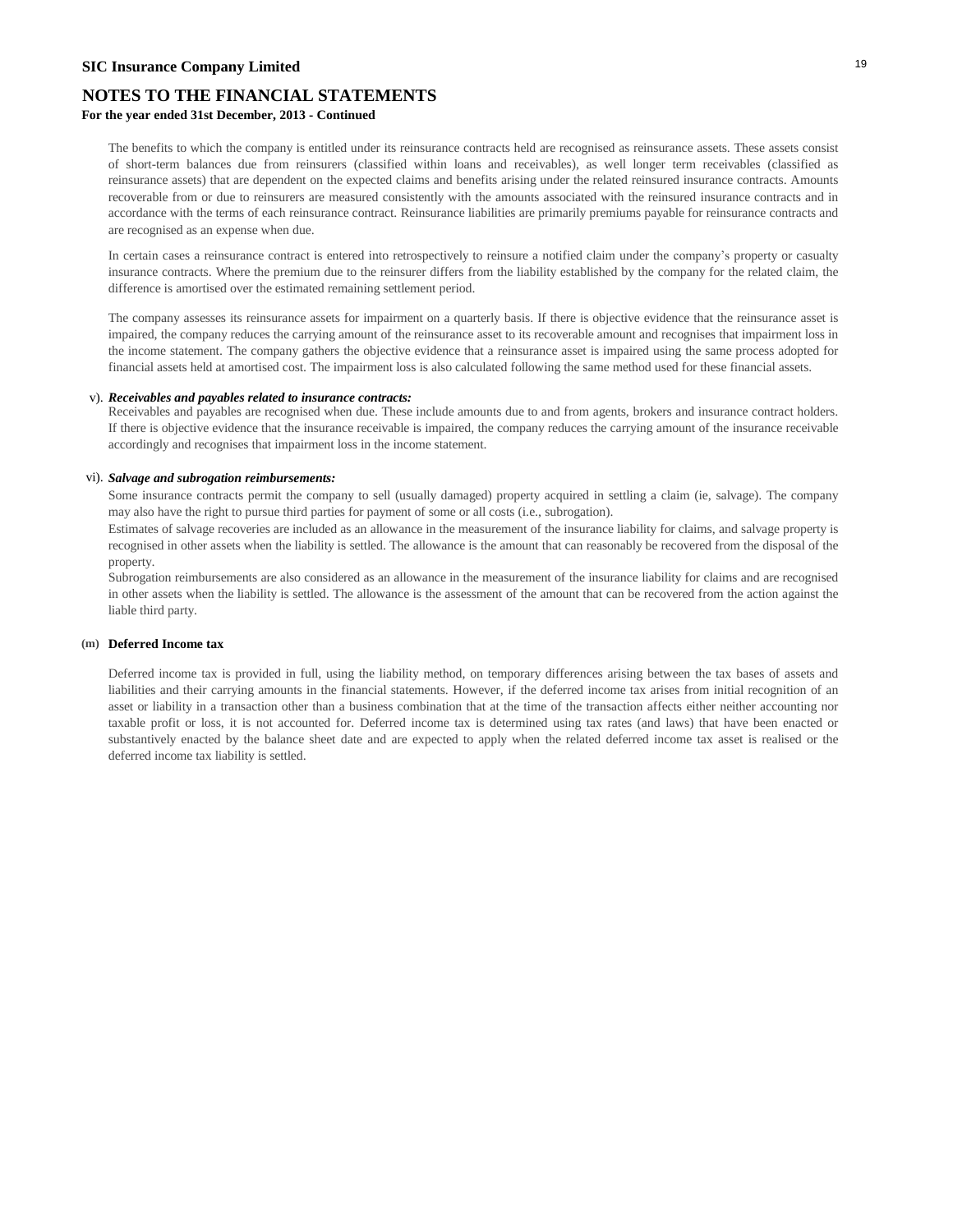The benefits to which the company is entitled under its reinsurance contracts held are recognised as reinsurance assets. These assets consist of short-term balances due from reinsurers (classified within loans and receivables), as well longer term receivables (classified as reinsurance assets) that are dependent on the expected claims and benefits arising under the related reinsured insurance contracts. Amounts recoverable from or due to reinsurers are measured consistently with the amounts associated with the reinsured insurance contracts and in accordance with the terms of each reinsurance contract. Reinsurance liabilities are primarily premiums payable for reinsurance contracts and are recognised as an expense when due.

In certain cases a reinsurance contract is entered into retrospectively to reinsure a notified claim under the company's property or casualty insurance contracts. Where the premium due to the reinsurer differs from the liability established by the company for the related claim, the difference is amortised over the estimated remaining settlement period.

The company assesses its reinsurance assets for impairment on a quarterly basis. If there is objective evidence that the reinsurance asset is impaired, the company reduces the carrying amount of the reinsurance asset to its recoverable amount and recognises that impairment loss in the income statement. The company gathers the objective evidence that a reinsurance asset is impaired using the same process adopted for financial assets held at amortised cost. The impairment loss is also calculated following the same method used for these financial assets.

v). ***Receivables and payables related to insurance contracts:***

Receivables and payables are recognised when due. These include amounts due to and from agents, brokers and insurance contract holders. If there is objective evidence that the insurance receivable is impaired, the company reduces the carrying amount of the insurance receivable accordingly and recognises that impairment loss in the income statement.

vi). ***Salvage and subrogation reimbursements:***

Some insurance contracts permit the company to sell (usually damaged) property acquired in settling a claim (ie, salvage). The company may also have the right to pursue third parties for payment of some or all costs (i.e., subrogation).

Estimates of salvage recoveries are included as an allowance in the measurement of the insurance liability for claims, and salvage property is recognised in other assets when the liability is settled. The allowance is the amount that can reasonably be recovered from the disposal of the property.

Subrogation reimbursements are also considered as an allowance in the measurement of the insurance liability for claims and are recognised in other assets when the liability is settled. The allowance is the assessment of the amount that can be recovered from the action against the liable third party.

**(m) Deferred Income tax**

Deferred income tax is provided in full, using the liability method, on temporary differences arising between the tax bases of assets and liabilities and their carrying amounts in the financial statements. However, if the deferred income tax arises from initial recognition of an asset or liability in a transaction other than a business combination that at the time of the transaction affects either neither accounting nor taxable profit or loss, it is not accounted for. Deferred income tax is determined using tax rates (and laws) that have been enacted or substantively enacted by the balance sheet date and are expected to apply when the related deferred income tax asset is realised or the deferred income tax liability is settled.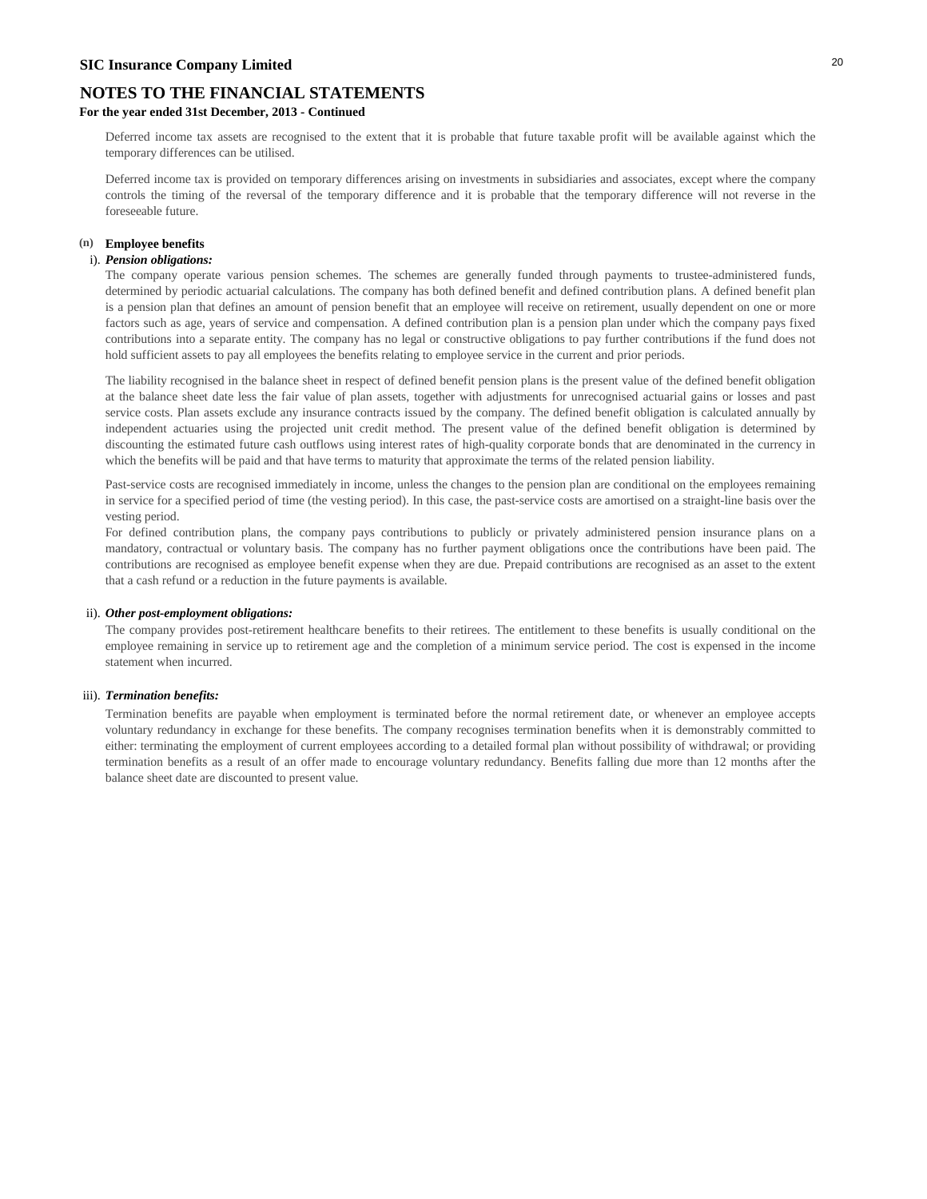Deferred income tax assets are recognised to the extent that it is probable that future taxable profit will be available against which the temporary differences can be utilised.

Deferred income tax is provided on temporary differences arising on investments in subsidiaries and associates, except where the company controls the timing of the reversal of the temporary difference and it is probable that the temporary difference will not reverse in the foreseeable future.

### (n) Employee benefits

**i). *Pension obligations:***

The company operate various pension schemes. The schemes are generally funded through payments to trustee-administered funds, determined by periodic actuarial calculations. The company has both defined benefit and defined contribution plans. A defined benefit plan is a pension plan that defines an amount of pension benefit that an employee will receive on retirement, usually dependent on one or more factors such as age, years of service and compensation. A defined contribution plan is a pension plan under which the company pays fixed contributions into a separate entity. The company has no legal or constructive obligations to pay further contributions if the fund does not hold sufficient assets to pay all employees the benefits relating to employee service in the current and prior periods.

The liability recognised in the balance sheet in respect of defined benefit pension plans is the present value of the defined benefit obligation at the balance sheet date less the fair value of plan assets, together with adjustments for unrecognised actuarial gains or losses and past service costs. Plan assets exclude any insurance contracts issued by the company. The defined benefit obligation is calculated annually by independent actuaries using the projected unit credit method. The present value of the defined benefit obligation is determined by discounting the estimated future cash outflows using interest rates of high-quality corporate bonds that are denominated in the currency in which the benefits will be paid and that have terms to maturity that approximate the terms of the related pension liability.

Past-service costs are recognised immediately in income, unless the changes to the pension plan are conditional on the employees remaining in service for a specified period of time (the vesting period). In this case, the past-service costs are amortised on a straight-line basis over the vesting period.

For defined contribution plans, the company pays contributions to publicly or privately administered pension insurance plans on a mandatory, contractual or voluntary basis. The company has no further payment obligations once the contributions have been paid. The contributions are recognised as employee benefit expense when they are due. Prepaid contributions are recognised as an asset to the extent that a cash refund or a reduction in the future payments is available.

**ii). *Other post-employment obligations:***

The company provides post-retirement healthcare benefits to their retirees. The entitlement to these benefits is usually conditional on the employee remaining in service up to retirement age and the completion of a minimum service period. The cost is expensed in the income statement when incurred.

**iii). *Termination benefits:***

Termination benefits are payable when employment is terminated before the normal retirement date, or whenever an employee accepts voluntary redundancy in exchange for these benefits. The company recognises termination benefits when it is demonstrably committed to either: terminating the employment of current employees according to a detailed formal plan without possibility of withdrawal; or providing termination benefits as a result of an offer made to encourage voluntary redundancy. Benefits falling due more than 12 months after the balance sheet date are discounted to present value.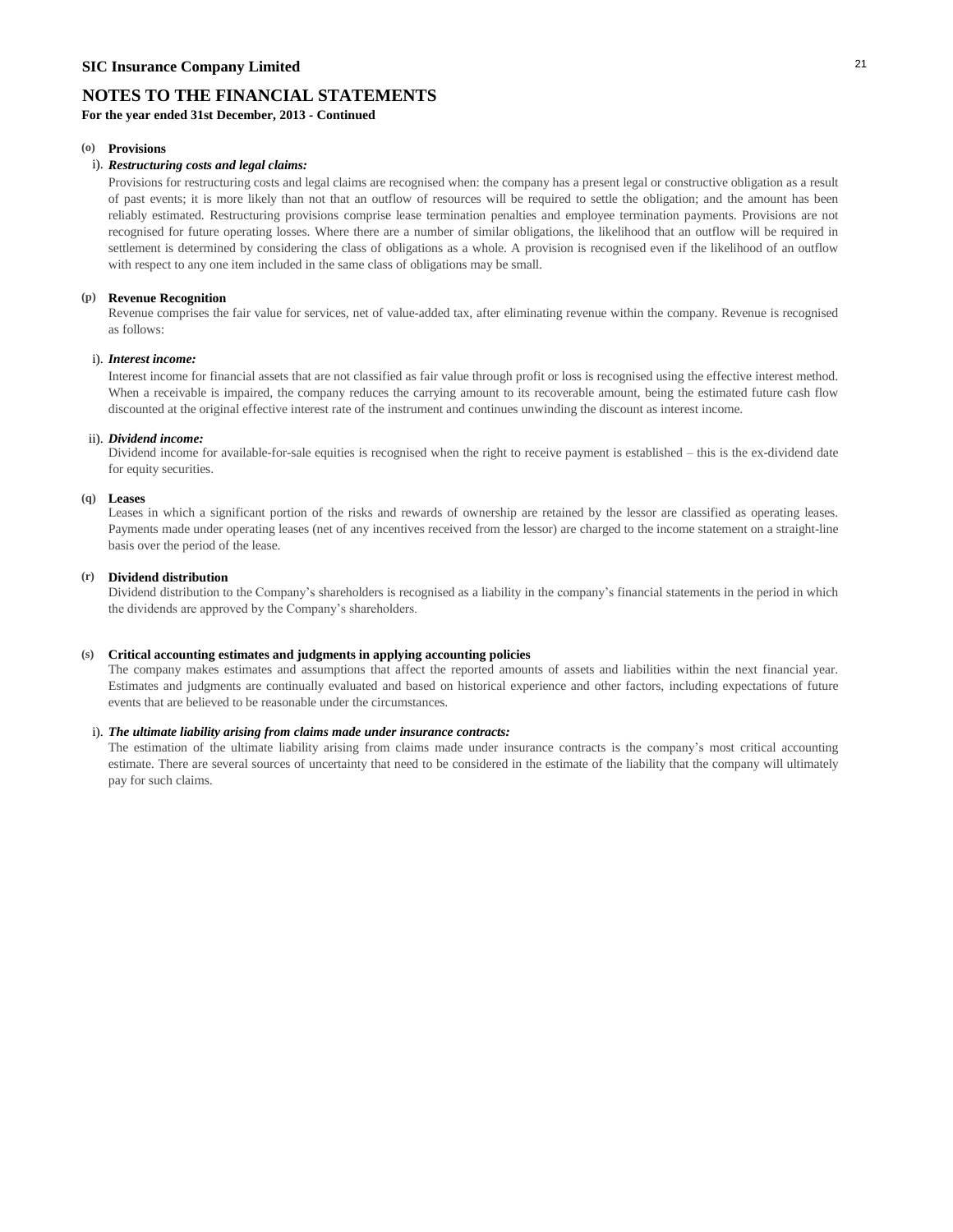**SIC Insurance Company Limited**

# NOTES TO THE FINANCIAL STATEMENTS

**For the year ended 31st December, 2013 - Continued**

**(o) Provisions**

i). ***Restructuring costs and legal claims:***

Provisions for restructuring costs and legal claims are recognised when: the company has a present legal or constructive obligation as a result of past events; it is more likely than not that an outflow of resources will be required to settle the obligation; and the amount has been reliably estimated. Restructuring provisions comprise lease termination penalties and employee termination payments. Provisions are not recognised for future operating losses. Where there are a number of similar obligations, the likelihood that an outflow will be required in settlement is determined by considering the class of obligations as a whole. A provision is recognised even if the likelihood of an outflow with respect to any one item included in the same class of obligations may be small.

**(p) Revenue Recognition**

Revenue comprises the fair value for services, net of value-added tax, after eliminating revenue within the company. Revenue is recognised as follows:

i). ***Interest income:***

Interest income for financial assets that are not classified as fair value through profit or loss is recognised using the effective interest method. When a receivable is impaired, the company reduces the carrying amount to its recoverable amount, being the estimated future cash flow discounted at the original effective interest rate of the instrument and continues unwinding the discount as interest income.

ii). ***Dividend income:***

Dividend income for available-for-sale equities is recognised when the right to receive payment is established – this is the ex-dividend date for equity securities.

**(q) Leases**

Leases in which a significant portion of the risks and rewards of ownership are retained by the lessor are classified as operating leases. Payments made under operating leases (net of any incentives received from the lessor) are charged to the income statement on a straight-line basis over the period of the lease.

**(r) Dividend distribution**

Dividend distribution to the Company's shareholders is recognised as a liability in the company's financial statements in the period in which the dividends are approved by the Company's shareholders.

**(s) Critical accounting estimates and judgments in applying accounting policies**

The company makes estimates and assumptions that affect the reported amounts of assets and liabilities within the next financial year. Estimates and judgments are continually evaluated and based on historical experience and other factors, including expectations of future events that are believed to be reasonable under the circumstances.

i). ***The ultimate liability arising from claims made under insurance contracts:***

The estimation of the ultimate liability arising from claims made under insurance contracts is the company's most critical accounting estimate. There are several sources of uncertainty that need to be considered in the estimate of the liability that the company will ultimately pay for such claims.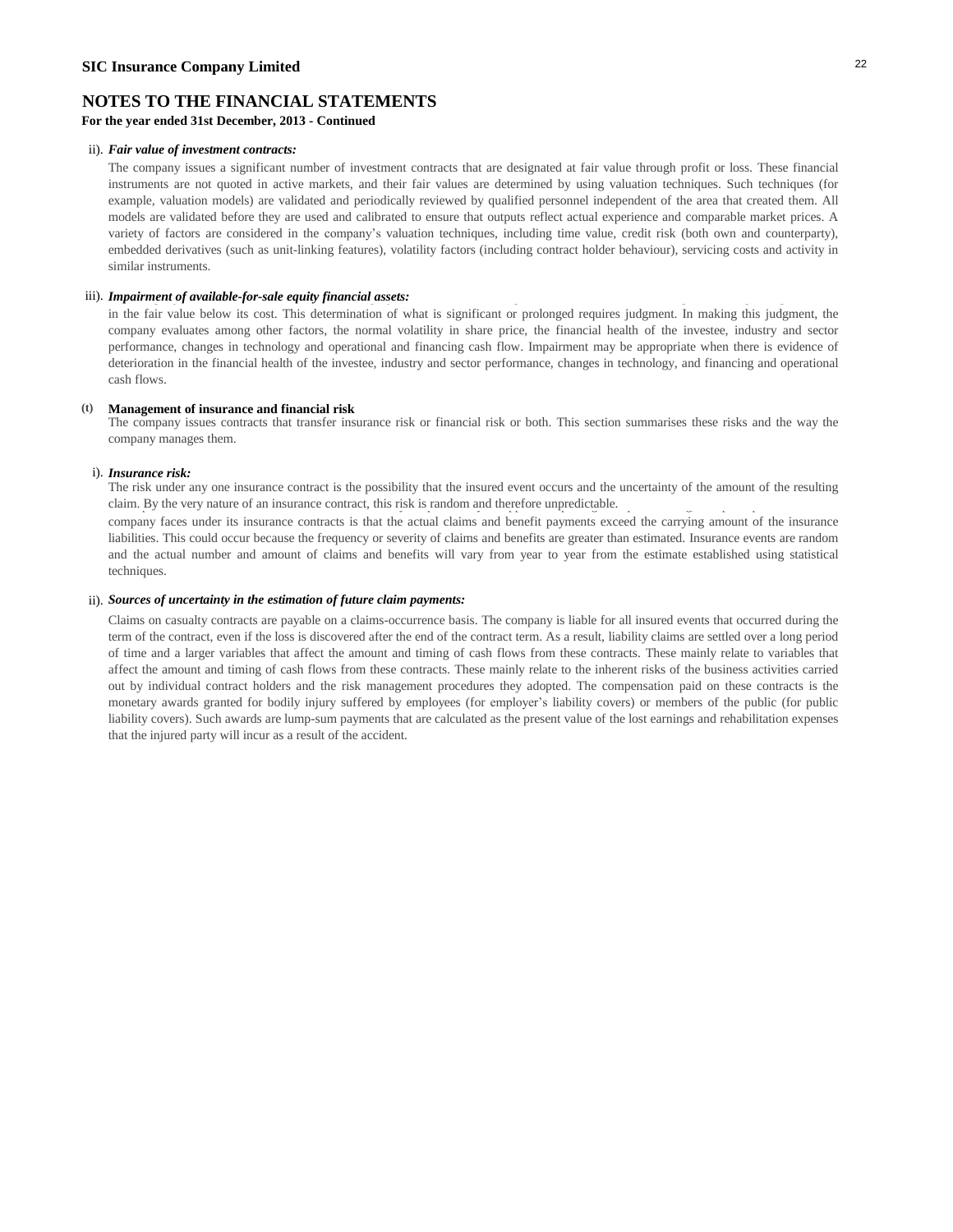**SIC Insurance Company Limited**

# NOTES TO THE FINANCIAL STATEMENTS

**For the year ended 31st December, 2013 - Continued**

ii). ***Fair value of investment contracts:***

The company issues a significant number of investment contracts that are designated at fair value through profit or loss. These financial instruments are not quoted in active markets, and their fair values are determined by using valuation techniques. Such techniques (for example, valuation models) are validated and periodically reviewed by qualified personnel independent of the area that created them. All models are validated before they are used and calibrated to ensure that outputs reflect actual experience and comparable market prices. A variety of factors are considered in the company's valuation techniques, including time value, credit risk (both own and counterparty), embedded derivatives (such as unit-linking features), volatility factors (including contract holder behaviour), servicing costs and activity in similar instruments.

iii). ***Impairment of available-for-sale equity financial assets:***

in the fair value below its cost. This determination of what is significant or prolonged requires judgment. In making this judgment, the company evaluates among other factors, the normal volatility in share price, the financial health of the investee, industry and sector performance, changes in technology and operational and financing cash flow. Impairment may be appropriate when there is evidence of deterioration in the financial health of the investee, industry and sector performance, changes in technology, and financing and operational cash flows.

(t) **Management of insurance and financial risk**

The company issues contracts that transfer insurance risk or financial risk or both. This section summarises these risks and the way the company manages them.

i). ***Insurance risk:***

The risk under any one insurance contract is the possibility that the insured event occurs and the uncertainty of the amount of the resulting claim. By the very nature of an insurance contract, this risk is random and therefore unpredictable.

company faces under its insurance contracts is that the actual claims and benefit payments exceed the carrying amount of the insurance liabilities. This could occur because the frequency or severity of claims and benefits are greater than estimated. Insurance events are random and the actual number and amount of claims and benefits will vary from year to year from the estimate established using statistical techniques.

ii). ***Sources of uncertainty in the estimation of future claim payments:***

Claims on casualty contracts are payable on a claims-occurrence basis. The company is liable for all insured events that occurred during the term of the contract, even if the loss is discovered after the end of the contract term. As a result, liability claims are settled over a long period of time and a larger variables that affect the amount and timing of cash flows from these contracts. These mainly relate to variables that affect the amount and timing of cash flows from these contracts. These mainly relate to the inherent risks of the business activities carried out by individual contract holders and the risk management procedures they adopted. The compensation paid on these contracts is the monetary awards granted for bodily injury suffered by employees (for employer's liability covers) or members of the public (for public liability covers). Such awards are lump-sum payments that are calculated as the present value of the lost earnings and rehabilitation expenses that the injured party will incur as a result of the accident.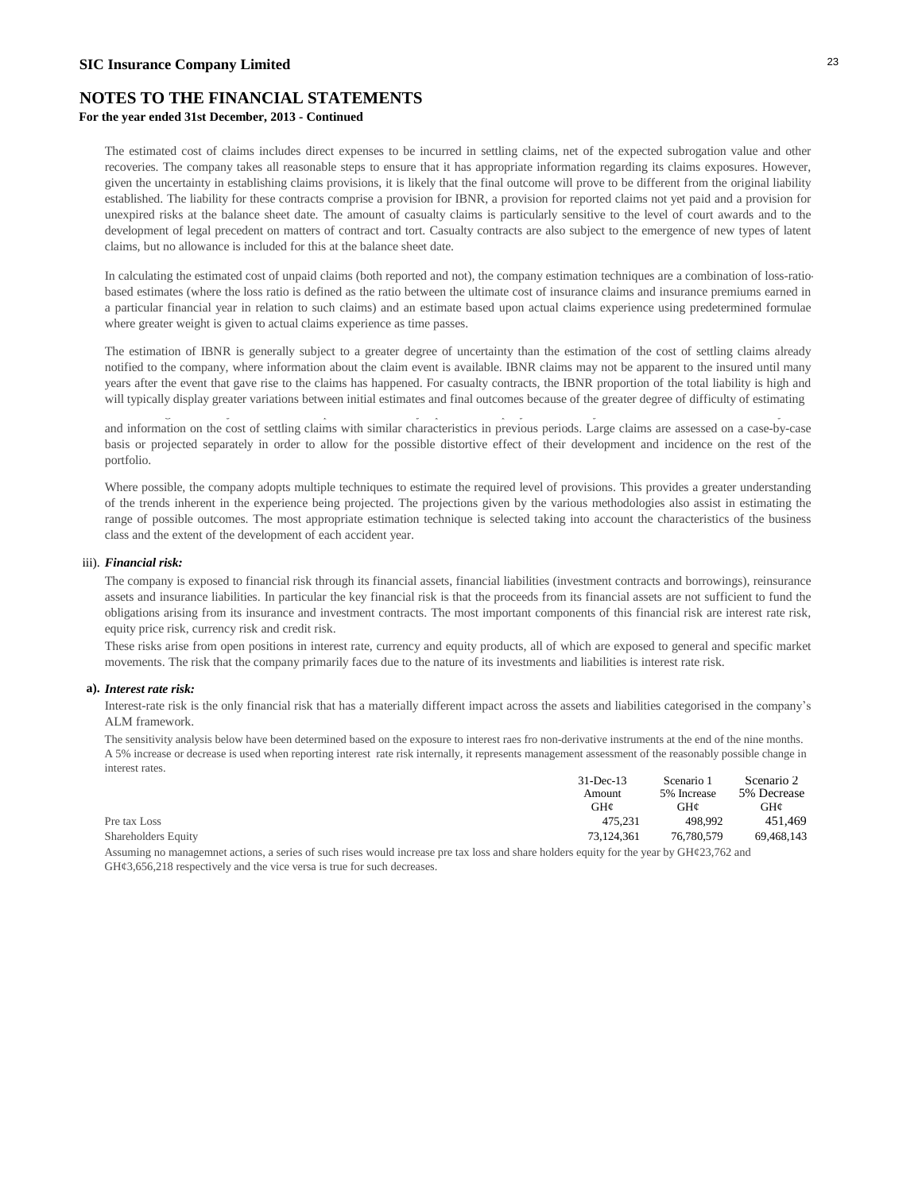# NOTES TO THE FINANCIAL STATEMENTS

**For the year ended 31st December, 2013 - Continued**

The estimated cost of claims includes direct expenses to be incurred in settling claims, net of the expected subrogation value and other recoveries. The company takes all reasonable steps to ensure that it has appropriate information regarding its claims exposures. However, given the uncertainty in establishing claims provisions, it is likely that the final outcome will prove to be different from the original liability established. The liability for these contracts comprise a provision for IBNR, a provision for reported claims not yet paid and a provision for unexpired risks at the balance sheet date. The amount of casualty claims is particularly sensitive to the level of court awards and to the development of legal precedent on matters of contract and tort. Casualty contracts are also subject to the emergence of new types of latent claims, but no allowance is included for this at the balance sheet date.

In calculating the estimated cost of unpaid claims (both reported and not), the company estimation techniques are a combination of loss-ratio-based estimates (where the loss ratio is defined as the ratio between the ultimate cost of insurance claims and insurance premiums earned in a particular financial year in relation to such claims) and an estimate based upon actual claims experience using predetermined formulae where greater weight is given to actual claims experience as time passes.

The estimation of IBNR is generally subject to a greater degree of uncertainty than the estimation of the cost of settling claims already notified to the company, where information about the claim event is available. IBNR claims may not be apparent to the insured until many years after the event that gave rise to the claims has happened. For casualty contracts, the IBNR proportion of the total liability is high and will typically display greater variations between initial estimates and final outcomes because of the greater degree of difficulty of estimating

and information on the cost of settling claims with similar characteristics in previous periods. Large claims are assessed on a case-by-case basis or projected separately in order to allow for the possible distortive effect of their development and incidence on the rest of the portfolio.

Where possible, the company adopts multiple techniques to estimate the required level of provisions. This provides a greater understanding of the trends inherent in the experience being projected. The projections given by the various methodologies also assist in estimating the range of possible outcomes. The most appropriate estimation technique is selected taking into account the characteristics of the business class and the extent of the development of each accident year.

iii). ***Financial risk:***

The company is exposed to financial risk through its financial assets, financial liabilities (investment contracts and borrowings), reinsurance assets and insurance liabilities. In particular the key financial risk is that the proceeds from its financial assets are not sufficient to fund the obligations arising from its insurance and investment contracts. The most important components of this financial risk are interest rate risk, equity price risk, currency risk and credit risk.

These risks arise from open positions in interest rate, currency and equity products, all of which are exposed to general and specific market movements. The risk that the company primarily faces due to the nature of its investments and liabilities is interest rate risk.

**a).** ***Interest rate risk:***

Interest-rate risk is the only financial risk that has a materially different impact across the assets and liabilities categorised in the company's ALM framework.

The sensitivity analysis below have been determined based on the exposure to interest raes fro non-derivative instruments at the end of the nine months. A 5% increase or decrease is used when reporting interest rate risk internally, it represents management assessment of the reasonably possible change in interest rates.

| | 31-Dec-13 Amount GH¢ | Scenario 1 5% Increase GH¢ | Scenario 2 5% Decrease GH¢ |
|---|---|---|---|
| Pre tax Loss | 475,231 | 498,992 | 451,469 |
| Shareholders Equity | 73,124,361 | 76,780,579 | 69,468,143 |

Assuming no managemnet actions, a series of such rises would increase pre tax loss and share holders equity for the year by GH¢23,762 and GH¢3,656,218 respectively and the vice versa is true for such decreases.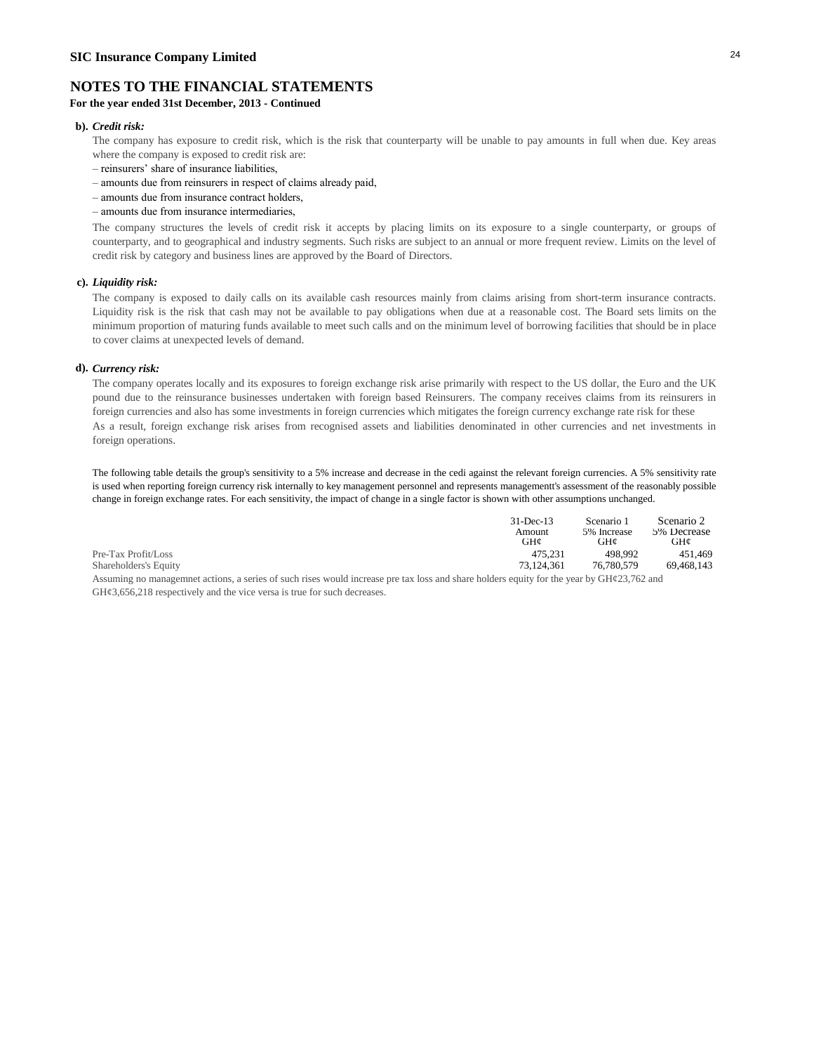# NOTES TO THE FINANCIAL STATEMENTS

**For the year ended 31st December, 2013 - Continued**

**b).** ***Credit risk:***

The company has exposure to credit risk, which is the risk that counterparty will be unable to pay amounts in full when due. Key areas where the company is exposed to credit risk are:

– reinsurers' share of insurance liabilities,

– amounts due from reinsurers in respect of claims already paid,

– amounts due from insurance contract holders,

– amounts due from insurance intermediaries,

The company structures the levels of credit risk it accepts by placing limits on its exposure to a single counterparty, or groups of counterparty, and to geographical and industry segments. Such risks are subject to an annual or more frequent review. Limits on the level of credit risk by category and business lines are approved by the Board of Directors.

**c).** ***Liquidity risk:***

The company is exposed to daily calls on its available cash resources mainly from claims arising from short-term insurance contracts. Liquidity risk is the risk that cash may not be available to pay obligations when due at a reasonable cost. The Board sets limits on the minimum proportion of maturing funds available to meet such calls and on the minimum level of borrowing facilities that should be in place to cover claims at unexpected levels of demand.

**d).** ***Currency risk:***

The company operates locally and its exposures to foreign exchange risk arise primarily with respect to the US dollar, the Euro and the UK pound due to the reinsurance businesses undertaken with foreign based Reinsurers. The company receives claims from its reinsurers in foreign currencies and also has some investments in foreign currencies which mitigates the foreign currency exchange rate risk for these
As a result, foreign exchange risk arises from recognised assets and liabilities denominated in other currencies and net investments in foreign operations.

The following table details the group's sensitivity to a 5% increase and decrease in the cedi against the relevant foreign currencies. A 5% sensitivity rate is used when reporting foreign currency risk internally to key management personnel and represents managementt's assessment of the reasonably possible change in foreign exchange rates. For each sensitivity, the impact of change in a single factor is shown with other assumptions unchanged.

| | 31-Dec-13 Amount GH¢ | Scenario 1 5% Increase GH¢ | Scenario 2 5% Decrease GH¢ |
|---|---|---|---|
| Pre-Tax Profit/Loss | 475,231 | 498,992 | 451,469 |
| Shareholders's Equity | 73,124,361 | 76,780,579 | 69,468,143 |

Assuming no managemnet actions, a series of such rises would increase pre tax loss and share holders equity for the year by GH¢23,762 and GH¢3,656,218 respectively and the vice versa is true for such decreases.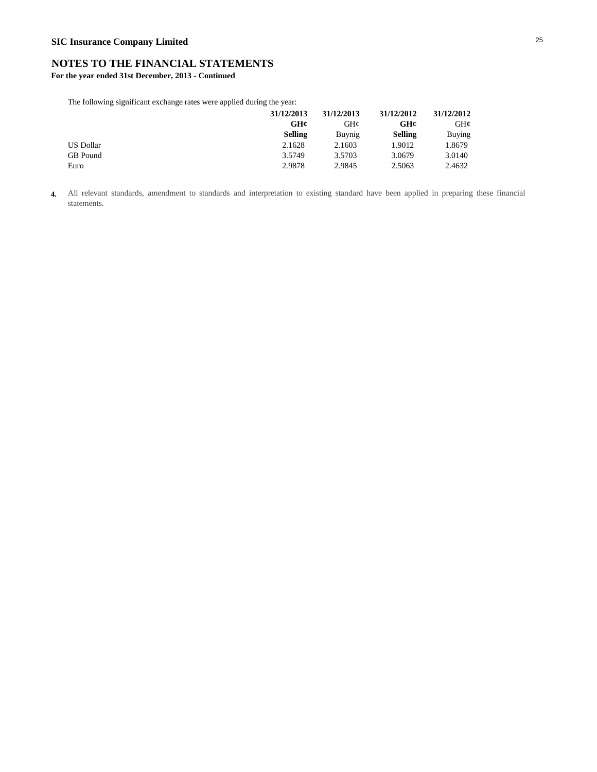**SIC Insurance Company Limited**

## NOTES TO THE FINANCIAL STATEMENTS

**For the year ended 31st December, 2013 - Continued**

The following significant exchange rates were applied during the year:

| | 31/12/2013 | 31/12/2013 | 31/12/2012 | 31/12/2012 |
|---|---|---|---|---|
| | GH¢ | GH¢ | GH¢ | GH¢ |
| | Selling | Buynig | Selling | Buying |
| US Dollar | 2.1628 | 2.1603 | 1.9012 | 1.8679 |
| GB Pound | 3.5749 | 3.5703 | 3.0679 | 3.0140 |
| Euro | 2.9878 | 2.9845 | 2.5063 | 2.4632 |

**4.** All relevant standards, amendment to standards and interpretation to existing standard have been applied in preparing these financial statements.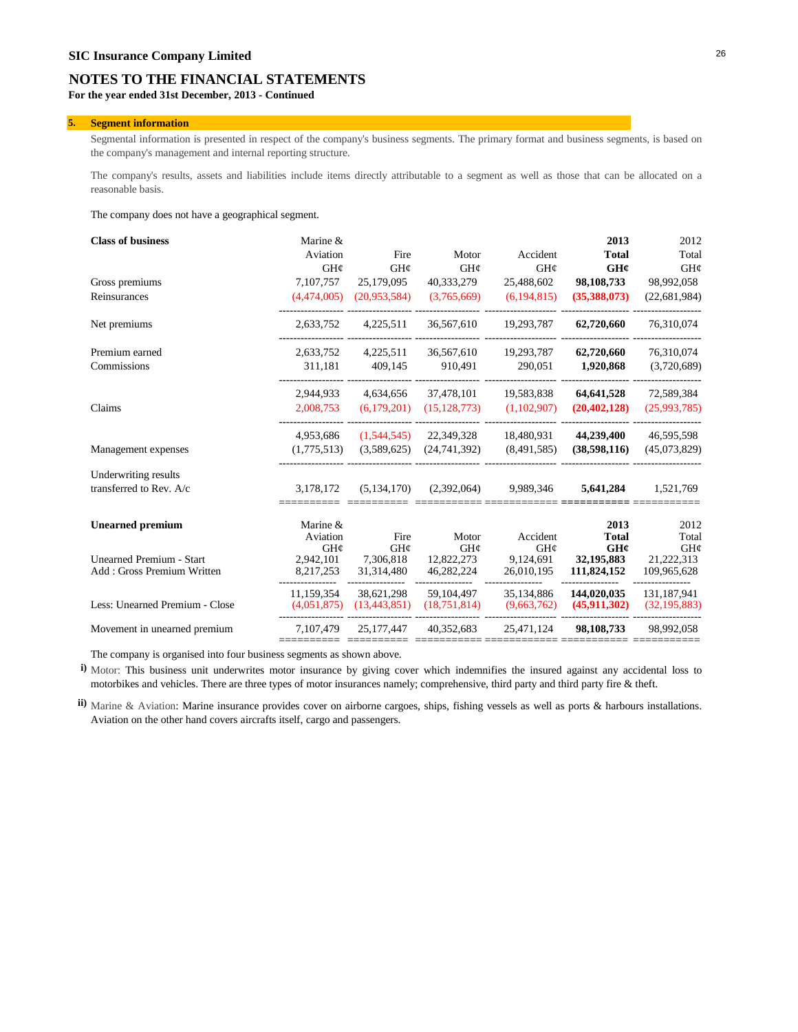**SIC Insurance Company Limited**

# NOTES TO THE FINANCIAL STATEMENTS

**For the year ended 31st December, 2013 - Continued**

## 5. Segment information

Segmental information is presented in respect of the company's business segments. The primary format and business segments, is based on the company's management and internal reporting structure.

The company's results, assets and liabilities include items directly attributable to a segment as well as those that can be allocated on a reasonable basis.

The company does not have a geographical segment.

| **Class of business** | Marine & Aviation GH¢ | Fire GH¢ | Motor GH¢ | Accident GH¢ | **2013 Total GH¢** | 2012 Total GH¢ |
|---|---|---|---|---|---|---|
| Gross premiums | 7,107,757 | 25,179,095 | 40,333,279 | 25,488,602 | **98,108,733** | 98,992,058 |
| Reinsurances | (4,474,005) | (20,953,584) | (3,765,669) | (6,194,815) | **(35,388,073)** | (22,681,984) |
| Net premiums | 2,633,752 | 4,225,511 | 36,567,610 | 19,293,787 | **62,720,660** | 76,310,074 |
| Premium earned | 2,633,752 | 4,225,511 | 36,567,610 | 19,293,787 | **62,720,660** | 76,310,074 |
| Commissions | 311,181 | 409,145 | 910,491 | 290,051 | **1,920,868** | (3,720,689) |
| | 2,944,933 | 4,634,656 | 37,478,101 | 19,583,838 | **64,641,528** | 72,589,384 |
| Claims | 2,008,753 | (6,179,201) | (15,128,773) | (1,102,907) | **(20,402,128)** | (25,993,785) |
| | 4,953,686 | (1,544,545) | 22,349,328 | 18,480,931 | **44,239,400** | 46,595,598 |
| Management expenses | (1,775,513) | (3,589,625) | (24,741,392) | (8,491,585) | **(38,598,116)** | (45,073,829) |
| Underwriting results transferred to Rev. A/c | 3,178,172 | (5,134,170) | (2,392,064) | 9,989,346 | **5,641,284** | 1,521,769 |

| **Unearned premium** | Marine & Aviation GH¢ | Fire GH¢ | Motor GH¢ | Accident GH¢ | **2013 Total GH¢** | 2012 Total GH¢ |
|---|---|---|---|---|---|---|
| Unearned Premium - Start | 2,942,101 | 7,306,818 | 12,822,273 | 9,124,691 | **32,195,883** | 21,222,313 |
| Add : Gross Premium Written | 8,217,253 | 31,314,480 | 46,282,224 | 26,010,195 | **111,824,152** | 109,965,628 |
| | 11,159,354 | 38,621,298 | 59,104,497 | 35,134,886 | **144,020,035** | 131,187,941 |
| Less: Unearned Premium - Close | (4,051,875) | (13,443,851) | (18,751,814) | (9,663,762) | **(45,911,302)** | (32,195,883) |
| Movement in unearned premium | 7,107,479 | 25,177,447 | 40,352,683 | 25,471,124 | **98,108,733** | 98,992,058 |

The company is organised into four business segments as shown above.

i) Motor: This business unit underwrites motor insurance by giving cover which indemnifies the insured against any accidental loss to motorbikes and vehicles. There are three types of motor insurances namely; comprehensive, third party and third party fire & theft.

ii) Marine & Aviation: Marine insurance provides cover on airborne cargoes, ships, fishing vessels as well as ports & harbours installations. Aviation on the other hand covers aircrafts itself, cargo and passengers.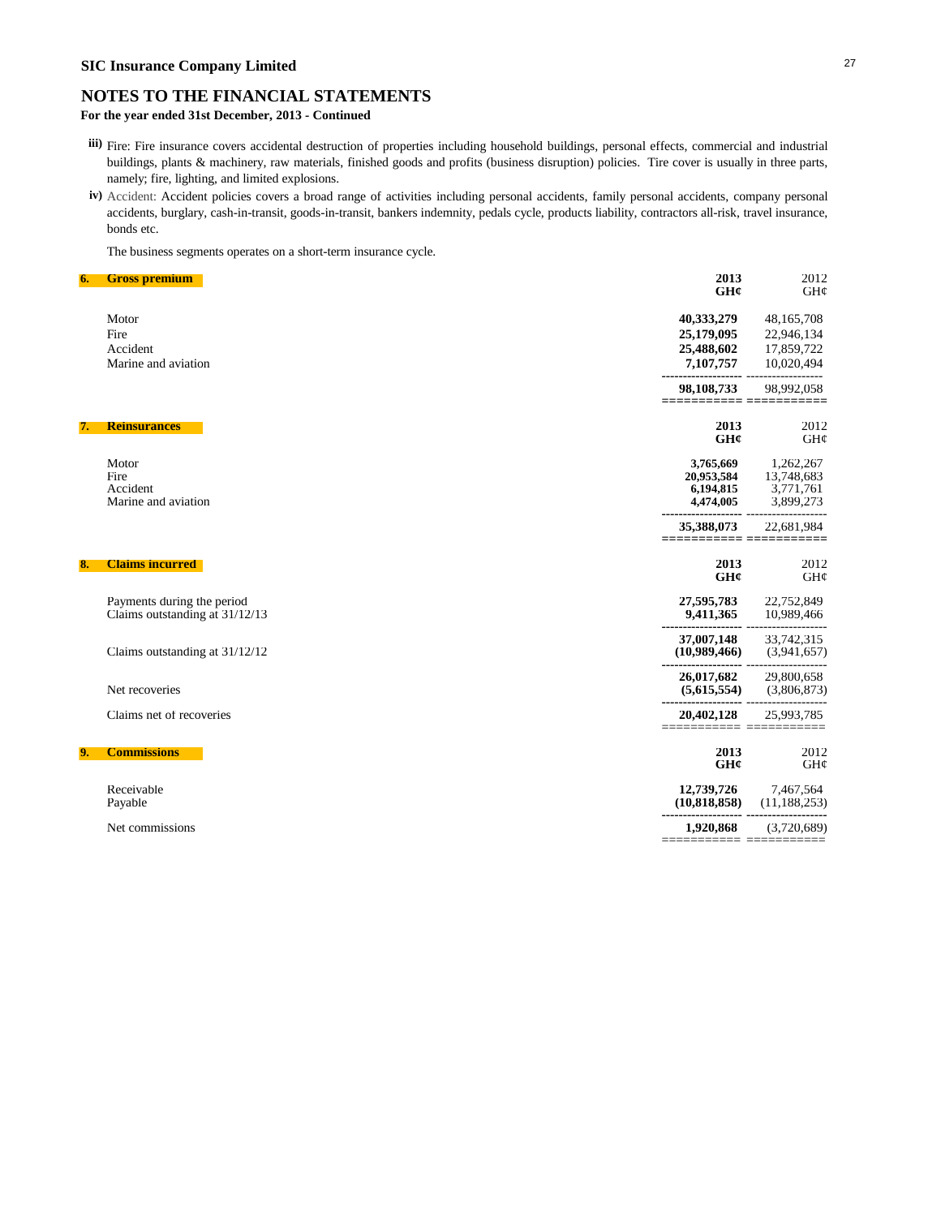**SIC Insurance Company Limited**

## NOTES TO THE FINANCIAL STATEMENTS

**For the year ended 31st December, 2013 - Continued**

**iii)** Fire: Fire insurance covers accidental destruction of properties including household buildings, personal effects, commercial and industrial buildings, plants & machinery, raw materials, finished goods and profits (business disruption) policies. Tire cover is usually in three parts, namely; fire, lighting, and limited explosions.

**iv)** Accident: Accident policies covers a broad range of activities including personal accidents, family personal accidents, company personal accidents, burglary, cash-in-transit, goods-in-transit, bankers indemnity, pedals cycle, products liability, contractors all-risk, travel insurance, bonds etc.

The business segments operates on a short-term insurance cycle.

### 6. Gross premium

| | **2013 GH¢** | 2012 GH¢ |
|---|---|---|
| Motor | **40,333,279** | 48,165,708 |
| Fire | **25,179,095** | 22,946,134 |
| Accident | **25,488,602** | 17,859,722 |
| Marine and aviation | **7,107,757** | 10,020,494 |
| | **98,108,733** | 98,992,058 |

### 7. Reinsurances

| | **2013 GH¢** | 2012 GH¢ |
|---|---|---|
| Motor | **3,765,669** | 1,262,267 |
| Fire | **20,953,584** | 13,748,683 |
| Accident | **6,194,815** | 3,771,761 |
| Marine and aviation | **4,474,005** | 3,899,273 |
| | **35,388,073** | 22,681,984 |

### 8. Claims incurred

| | **2013 GH¢** | 2012 GH¢ |
|---|---|---|
| Payments during the period | **27,595,783** | 22,752,849 |
| Claims outstanding at 31/12/13 | **9,411,365** | 10,989,466 |
| | **37,007,148** | 33,742,315 |
| Claims outstanding at 31/12/12 | **(10,989,466)** | (3,941,657) |
| | **26,017,682** | 29,800,658 |
| Net recoveries | **(5,615,554)** | (3,806,873) |
| Claims net of recoveries | **20,402,128** | 25,993,785 |

### 9. Commissions

| | **2013 GH¢** | 2012 GH¢ |
|---|---|---|
| Receivable | **12,739,726** | 7,467,564 |
| Payable | **(10,818,858)** | (11,188,253) |
| Net commissions | **1,920,868** | (3,720,689) |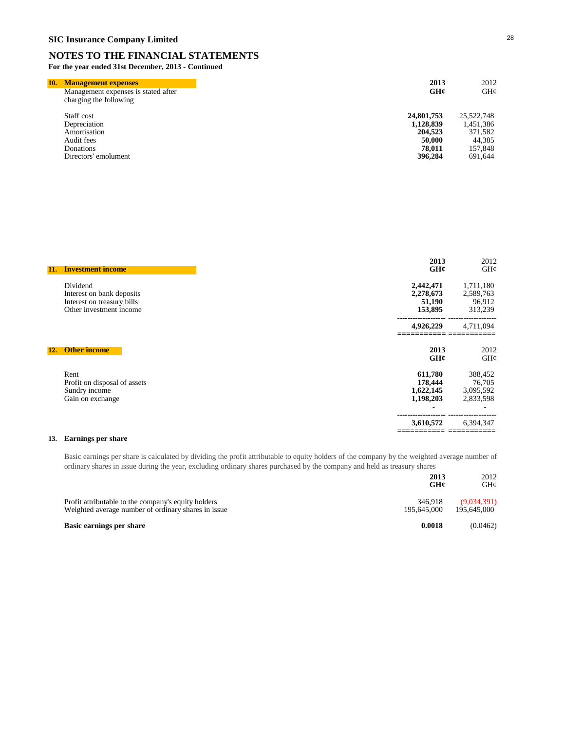# SIC Insurance Company Limited

## NOTES TO THE FINANCIAL STATEMENTS

**For the year ended 31st December, 2013 - Continued**

### 10. Management expenses

| Management expenses is stated after charging the following | 2013 GH¢ | 2012 GH¢ |
|---|---|---|
| Staff cost | **24,801,753** | 25,522,748 |
| Depreciation | **1,128,839** | 1,451,386 |
| Amortisation | **204,523** | 371,582 |
| Audit fees | **50,000** | 44,385 |
| Donations | **78,011** | 157,848 |
| Directors' emolument | **396,284** | 691,644 |

### 11. Investment income

| | 2013 GH¢ | 2012 GH¢ |
|---|---|---|
| Dividend | **2,442,471** | 1,711,180 |
| Interest on bank deposits | **2,278,673** | 2,589,763 |
| Interest on treasury bills | **51,190** | 96,912 |
| Other investment income | **153,895** | 313,239 |
| | **4,926,229** | 4,711,094 |

### 12. Other income

| | 2013 GH¢ | 2012 GH¢ |
|---|---|---|
| Rent | **611,780** | 388,452 |
| Profit on disposal of assets | **178,444** | 76,705 |
| Sundry income | **1,622,145** | 3,095,592 |
| Gain on exchange | **1,198,203** | 2,833,598 |
| | - | - |
| | **3,610,572** | 6,394,347 |

### 13. Earnings per share

Basic earnings per share is calculated by dividing the profit attributable to equity holders of the company by the weighted average number of ordinary shares in issue during the year, excluding ordinary shares purchased by the company and held as treasury shares

| | 2013 GH¢ | 2012 GH¢ |
|---|---|---|
| Profit attributable to the company's equity holders | 346,918 | (9,034,391) |
| Weighted average number of ordinary shares in issue | 195,645,000 | 195,645,000 |
| **Basic earnings per share** | **0.0018** | (0.0462) |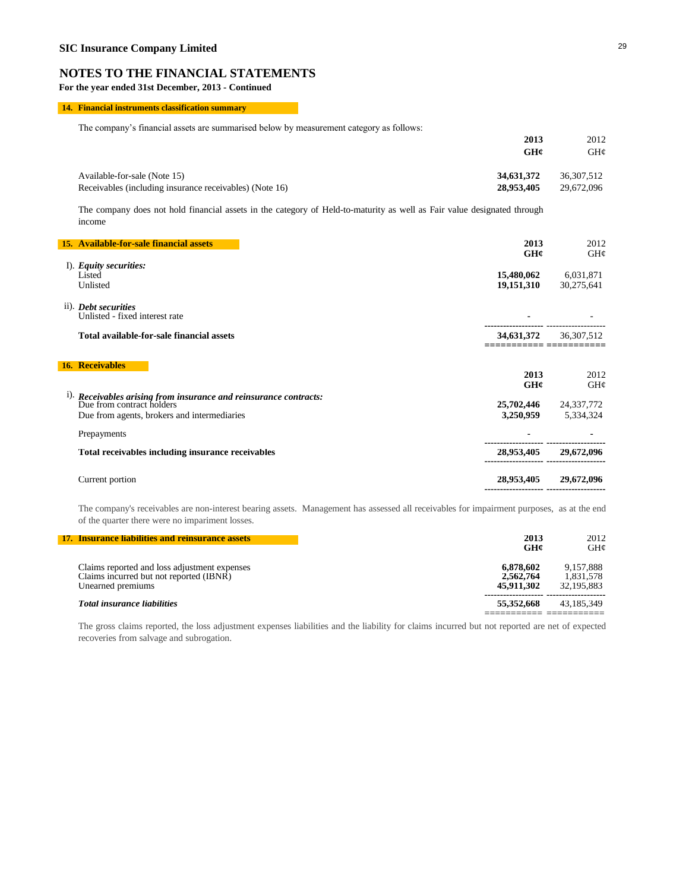**SIC Insurance Company Limited**

# NOTES TO THE FINANCIAL STATEMENTS

**For the year ended 31st December, 2013 - Continued**

## 14. Financial instruments classification summary

The company's financial assets are summarised below by measurement category as follows:

| | **2013** | 2012 |
|---|---|---|
| | **GH¢** | GH¢ |
| Available-for-sale (Note 15) | **34,631,372** | 36,307,512 |
| Receivables (including insurance receivables) (Note 16) | **28,953,405** | 29,672,096 |

The company does not hold financial assets in the category of Held-to-maturity as well as Fair value designated through income

## 15. Available-for-sale financial assets

| | **2013** | 2012 |
|---|---|---|
| | **GH¢** | GH¢ |
| I). ***Equity securities:*** | | |
| Listed | **15,480,062** | 6,031,871 |
| Unlisted | **19,151,310** | 30,275,641 |
| ii). ***Debt securities*** | | |
| Unlisted - fixed interest rate | **-** | - |
| **Total available-for-sale financial assets** | **34,631,372** | 36,307,512 |

## 16. Receivables

| | **2013** | 2012 |
|---|---|---|
| | **GH¢** | GH¢ |
| i). ***Receivables arising from insurance and reinsurance contracts:*** | | |
| Due from contract holders | **25,702,446** | 24,337,772 |
| Due from agents, brokers and intermediaries | **3,250,959** | 5,334,324 |
| Prepayments | **-** | - |
| **Total receivables including insurance receivables** | **28,953,405** | **29,672,096** |
| Current portion | **28,953,405** | **29,672,096** |

The company's receivables are non-interest bearing assets. Management has assessed all receivables for impairment purposes, as at the end of the quarter there were no impariment losses.

## 17. Insurance liabilities and reinsurance assets

| | **2013** | 2012 |
|---|---|---|
| | **GH¢** | GH¢ |
| Claims reported and loss adjustment expenses | **6,878,602** | 9,157,888 |
| Claims incurred but not reported (IBNR) | **2,562,764** | 1,831,578 |
| Unearned premiums | **45,911,302** | 32,195,883 |
| ***Total insurance liabilities*** | **55,352,668** | 43,185,349 |

The gross claims reported, the loss adjustment expenses liabilities and the liability for claims incurred but not reported are net of expected recoveries from salvage and subrogation.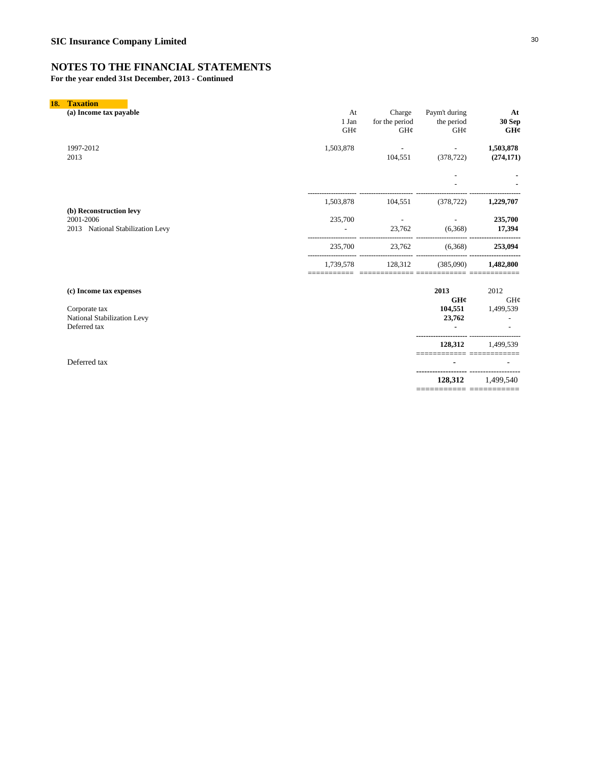**SIC Insurance Company Limited**

# NOTES TO THE FINANCIAL STATEMENTS

**For the year ended 31st December, 2013 - Continued**

## 18. Taxation

**(a) Income tax payable**

| | At 1 Jan GH¢ | Charge for the period GH¢ | Paym't during the period GH¢ | **At 30 Sep GH¢** |
|---|---|---|---|---|
| 1997-2012 | 1,503,878 | - | - | **1,503,878** |
| 2013 | | 104,551 | (378,722) | **(274,171)** |
| | | | - | - |
| | | | - | - |
| | 1,503,878 | 104,551 | (378,722) | **1,229,707** |
| **(b) Reconstruction levy** | | | | |
| 2001-2006 | 235,700 | - | - | **235,700** |
| 2013 National Stabilization Levy | - | 23,762 | (6,368) | **17,394** |
| | 235,700 | 23,762 | (6,368) | **253,094** |
| | 1,739,578 | 128,312 | (385,090) | **1,482,800** |

**(c) Income tax expenses**

| | **2013 GH¢** | 2012 GH¢ |
|---|---|---|
| Corporate tax | **104,551** | 1,499,539 |
| National Stabilization Levy | **23,762** | - |
| Deferred tax | - | - |
| | **128,312** | 1,499,539 |
| Deferred tax | **-** | - |
| | **128,312** | 1,499,540 |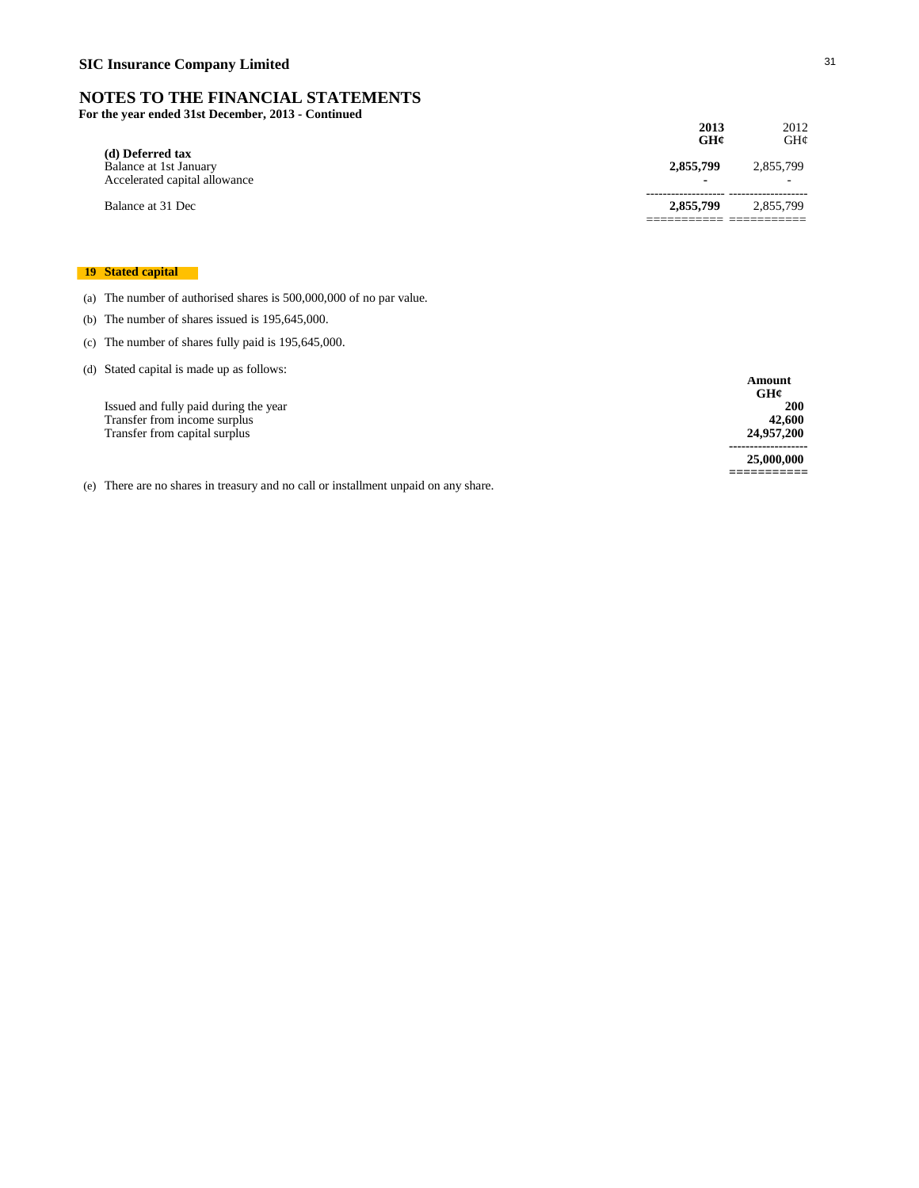## SIC Insurance Company Limited

# NOTES TO THE FINANCIAL STATEMENTS

**For the year ended 31st December, 2013 - Continued**

| | **2013** | 2012 |
|---|---|---|
| | **GH¢** | GH¢ |
| **(d) Deferred tax** | | |
| Balance at 1st January | **2,855,799** | 2,855,799 |
| Accelerated capital allowance | **-** | - |
| Balance at 31 Dec | **2,855,799** | 2,855,799 |

## 19 Stated capital

(a) The number of authorised shares is 500,000,000 of no par value.

(b) The number of shares issued is 195,645,000.

(c) The number of shares fully paid is 195,645,000.

(d) Stated capital is made up as follows:

| | **Amount** |
|---|---|
| | **GH¢** |
| Issued and fully paid during the year | **200** |
| Transfer from income surplus | **42,600** |
| Transfer from capital surplus | **24,957,200** |
| | **25,000,000** |

(e) There are no shares in treasury and no call or installment unpaid on any share.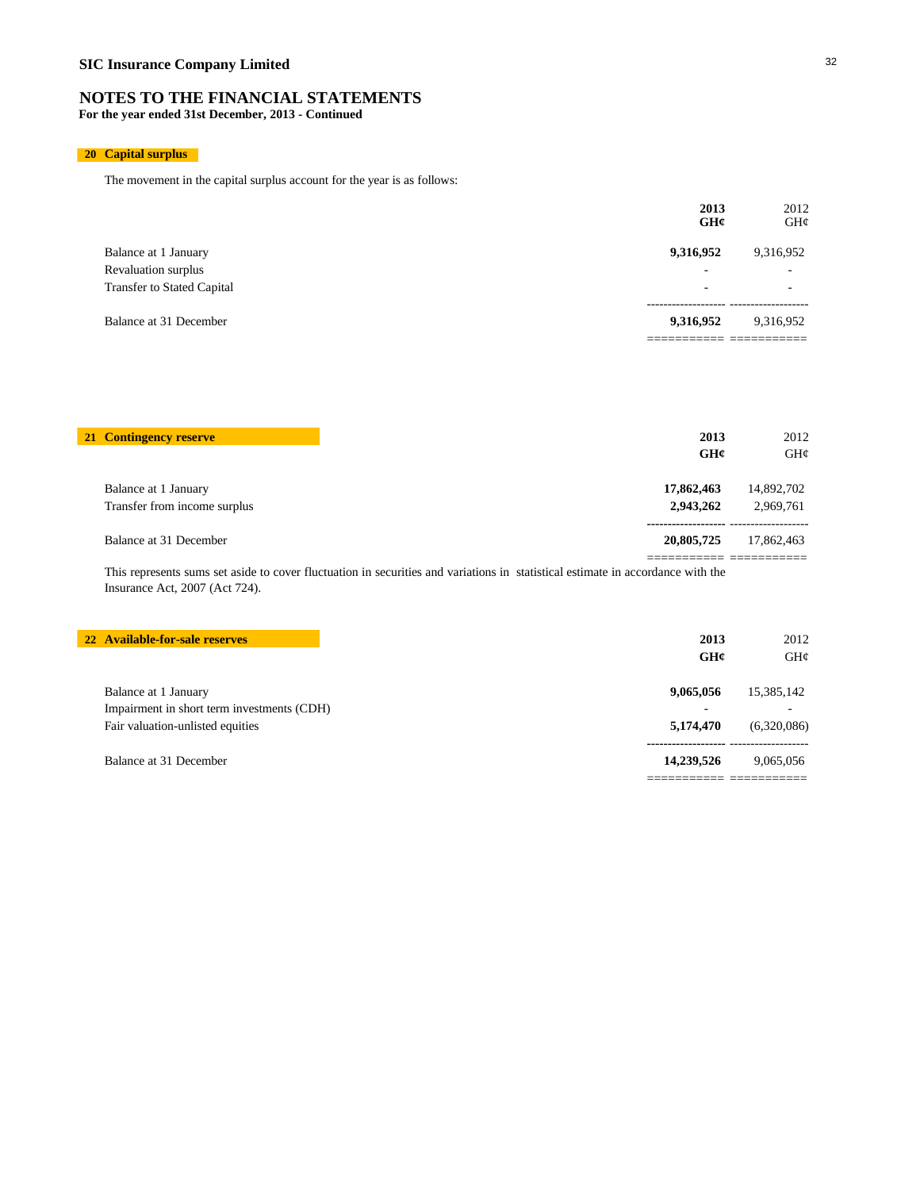**SIC Insurance Company Limited**

# NOTES TO THE FINANCIAL STATEMENTS

**For the year ended 31st December, 2013 - Continued**

## 20 Capital surplus

The movement in the capital surplus account for the year is as follows:

| | **2013** | 2012 |
|---|---|---|
| | **GH¢** | GH¢ |
| Balance at 1 January | **9,316,952** | 9,316,952 |
| Revaluation surplus | - | - |
| Transfer to Stated Capital | - | - |
| Balance at 31 December | **9,316,952** | 9,316,952 |

## 21 Contingency reserve

| | **2013** | 2012 |
|---|---|---|
| | **GH¢** | GH¢ |
| Balance at 1 January | **17,862,463** | 14,892,702 |
| Transfer from income surplus | **2,943,262** | 2,969,761 |
| Balance at 31 December | **20,805,725** | 17,862,463 |

This represents sums set aside to cover fluctuation in securities and variations in statistical estimate in accordance with the Insurance Act, 2007 (Act 724).

## 22 Available-for-sale reserves

| | **2013** | 2012 |
|---|---|---|
| | **GH¢** | GH¢ |
| Balance at 1 January | **9,065,056** | 15,385,142 |
| Impairment in short term investments (CDH) | - | - |
| Fair valuation-unlisted equities | **5,174,470** | (6,320,086) |
| Balance at 31 December | **14,239,526** | 9,065,056 |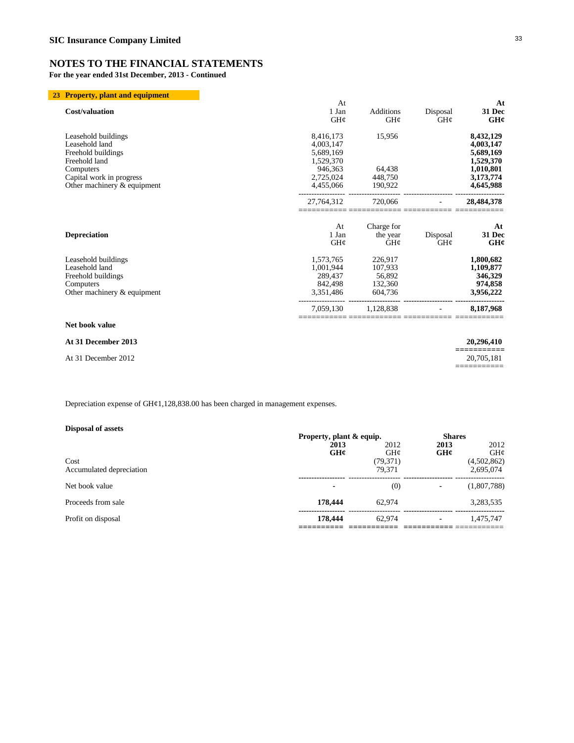**SIC Insurance Company Limited**

# NOTES TO THE FINANCIAL STATEMENTS

**For the year ended 31st December, 2013 - Continued**

## 23 Property, plant and equipment

| Cost/valuation | At 1 Jan GH¢ | Additions GH¢ | Disposal GH¢ | **At 31 Dec GH¢** |
|---|---|---|---|---|
| Leasehold buildings | 8,416,173 | 15,956 | | **8,432,129** |
| Leasehold land | 4,003,147 | | | **4,003,147** |
| Freehold buildings | 5,689,169 | | | **5,689,169** |
| Freehold land | 1,529,370 | | | **1,529,370** |
| Computers | 946,363 | 64,438 | | **1,010,801** |
| Capital work in progress | 2,725,024 | 448,750 | | **3,173,774** |
| Other machinery & equipment | 4,455,066 | 190,922 | | **4,645,988** |
| | 27,764,312 | 720,066 | - | **28,484,378** |

| Depreciation | At 1 Jan GH¢ | Charge for the year GH¢ | Disposal GH¢ | **At 31 Dec GH¢** |
|---|---|---|---|---|
| Leasehold buildings | 1,573,765 | 226,917 | | **1,800,682** |
| Leasehold land | 1,001,944 | 107,933 | | **1,109,877** |
| Freehold buildings | 289,437 | 56,892 | | **346,329** |
| Computers | 842,498 | 132,360 | | **974,858** |
| Other machinery & equipment | 3,351,486 | 604,736 | | **3,956,222** |
| | 7,059,130 | 1,128,838 | - | **8,187,968** |

| Net book value | |
|---|---|
| **At 31 December 2013** | **20,296,410** |
| At 31 December 2012 | 20,705,181 |

Depreciation expense of GH¢1,128,838.00 has been charged in management expenses.

**Disposal of assets**

| | **Property, plant & equip.** | | **Shares** | |
|---|---|---|---|---|
| | **2013 GH¢** | 2012 GH¢ | **2013 GH¢** | 2012 GH¢ |
| Cost | | (79,371) | | (4,502,862) |
| Accumulated depreciation | | 79,371 | | 2,695,074 |
| Net book value | - | (0) | - | (1,807,788) |
| Proceeds from sale | **178,444** | 62,974 | | 3,283,535 |
| Profit on disposal | **178,444** | 62,974 | - | 1,475,747 |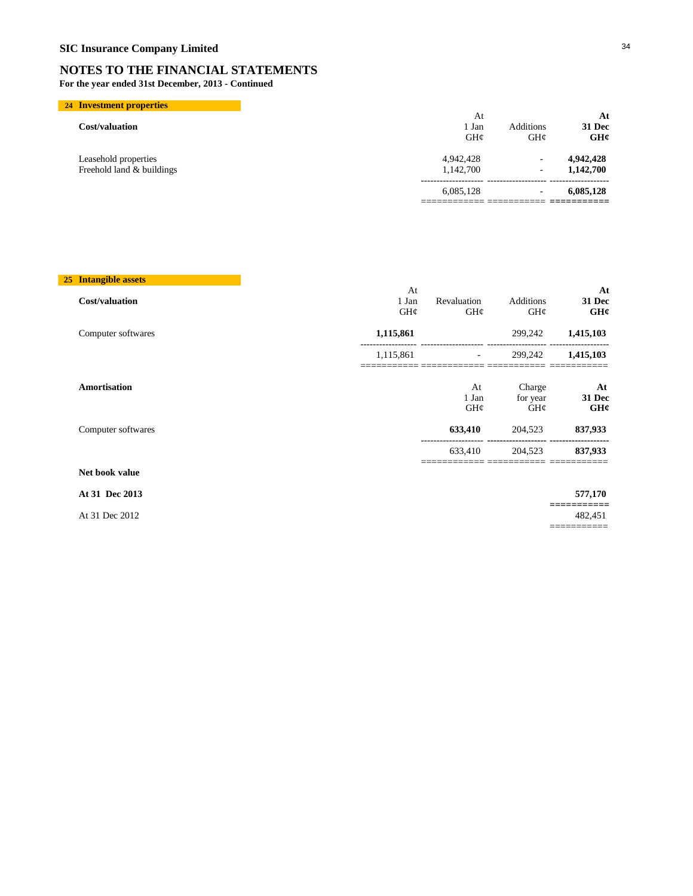# SIC Insurance Company Limited

## NOTES TO THE FINANCIAL STATEMENTS

**For the year ended 31st December, 2013 - Continued**

### 24 Investment properties

| **Cost/valuation** | At 1 Jan GH¢ | Additions GH¢ | **At 31 Dec GH¢** |
|---|---|---|---|
| Leasehold properties | 4,942,428 | - | **4,942,428** |
| Freehold land & buildings | 1,142,700 | - | **1,142,700** |
| | 6,085,128 | - | **6,085,128** |

### 25 Intangible assets

| **Cost/valuation** | At 1 Jan GH¢ | Revaluation GH¢ | Additions GH¢ | **At 31 Dec GH¢** |
|---|---|---|---|---|
| Computer softwares | **1,115,861** | | 299,242 | **1,415,103** |
| | 1,115,861 | - | 299,242 | **1,415,103** |

| **Amortisation** | At 1 Jan GH¢ | Charge for year GH¢ | **At 31 Dec GH¢** |
|---|---|---|---|
| Computer softwares | **633,410** | 204,523 | **837,933** |
| | 633,410 | 204,523 | **837,933** |

| **Net book value** | |
|---|---|
| **At 31 Dec 2013** | **577,170** |
| At 31 Dec 2012 | 482,451 |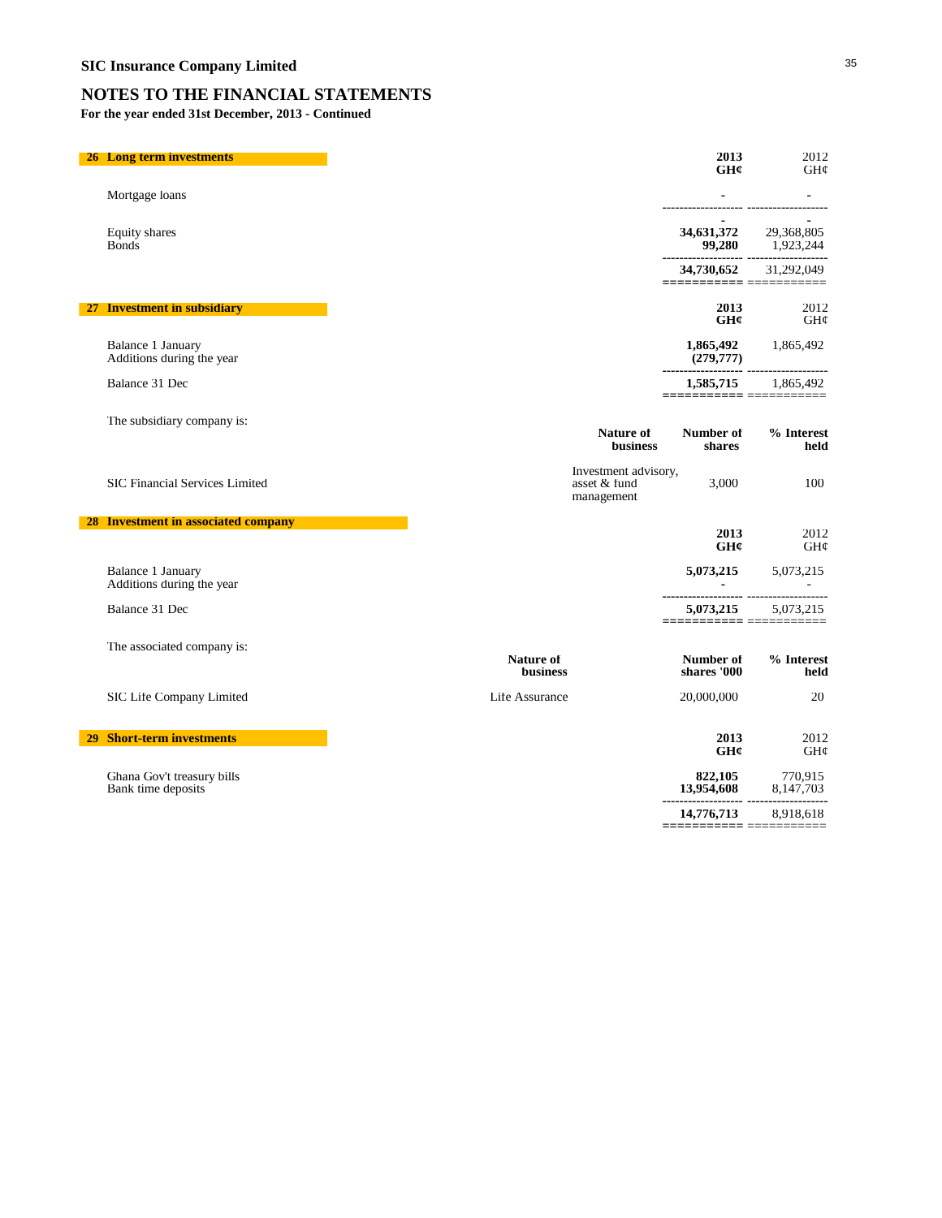# SIC Insurance Company Limited

## NOTES TO THE FINANCIAL STATEMENTS

**For the year ended 31st December, 2013 - Continued**

### 26 Long term investments

| | 2013 GH¢ | 2012 GH¢ |
|---|---|---|
| Mortgage loans | - | - |
| | - | - |
| Equity shares | 34,631,372 | 29,368,805 |
| Bonds | 99,280 | 1,923,244 |
| | 34,730,652 | 31,292,049 |

### 27 Investment in subsidiary

| | 2013 GH¢ | 2012 GH¢ |
|---|---|---|
| Balance 1 January | 1,865,492 | 1,865,492 |
| Additions during the year | (279,777) | |
| Balance 31 Dec | 1,585,715 | 1,865,492 |

The subsidiary company is:

| | Nature of business | Number of shares | % Interest held |
|---|---|---|---|
| SIC Financial Services Limited | Investment advisory, asset & fund management | 3,000 | 100 |

### 28 Investment in associated company

| | 2013 GH¢ | 2012 GH¢ |
|---|---|---|
| Balance 1 January | 5,073,215 | 5,073,215 |
| Additions during the year | - | - |
| Balance 31 Dec | 5,073,215 | 5,073,215 |

The associated company is:

| | Nature of business | Number of shares '000 | % Interest held |
|---|---|---|---|
| SIC Life Company Limited | Life Assurance | 20,000,000 | 20 |

### 29 Short-term investments

| | 2013 GH¢ | 2012 GH¢ |
|---|---|---|
| Ghana Gov't treasury bills | 822,105 | 770,915 |
| Bank time deposits | 13,954,608 | 8,147,703 |
| | 14,776,713 | 8,918,618 |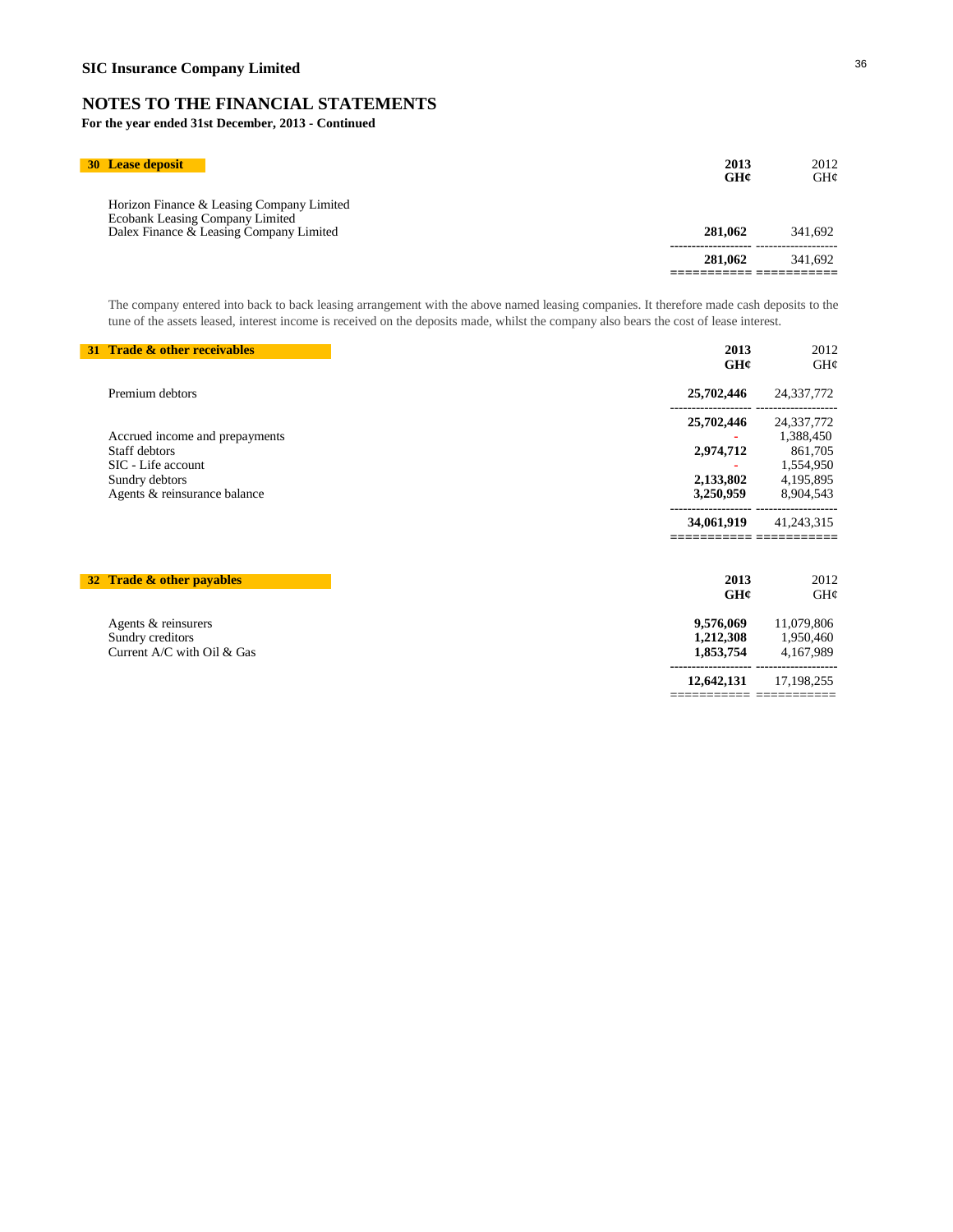**SIC Insurance Company Limited**

# NOTES TO THE FINANCIAL STATEMENTS

**For the year ended 31st December, 2013 - Continued**

## 30 Lease deposit

| | 2013 GH¢ | 2012 GH¢ |
|---|---|---|
| Horizon Finance & Leasing Company Limited | | |
| Ecobank Leasing Company Limited | | |
| Dalex Finance & Leasing Company Limited | **281,062** | 341,692 |
| | **281,062** | 341,692 |

The company entered into back to back leasing arrangement with the above named leasing companies. It therefore made cash deposits to the tune of the assets leased, interest income is received on the deposits made, whilst the company also bears the cost of lease interest.

## 31 Trade & other receivables

| | 2013 GH¢ | 2012 GH¢ |
|---|---|---|
| Premium debtors | **25,702,446** | 24,337,772 |
| | **25,702,446** | 24,337,772 |
| Accrued income and prepayments | - | 1,388,450 |
| Staff debtors | **2,974,712** | 861,705 |
| SIC - Life account | - | 1,554,950 |
| Sundry debtors | **2,133,802** | 4,195,895 |
| Agents & reinsurance balance | **3,250,959** | 8,904,543 |
| | **34,061,919** | 41,243,315 |

## 32 Trade & other payables

| | 2013 GH¢ | 2012 GH¢ |
|---|---|---|
| Agents & reinsurers | **9,576,069** | 11,079,806 |
| Sundry creditors | **1,212,308** | 1,950,460 |
| Current A/C with Oil & Gas | **1,853,754** | 4,167,989 |
| | **12,642,131** | 17,198,255 |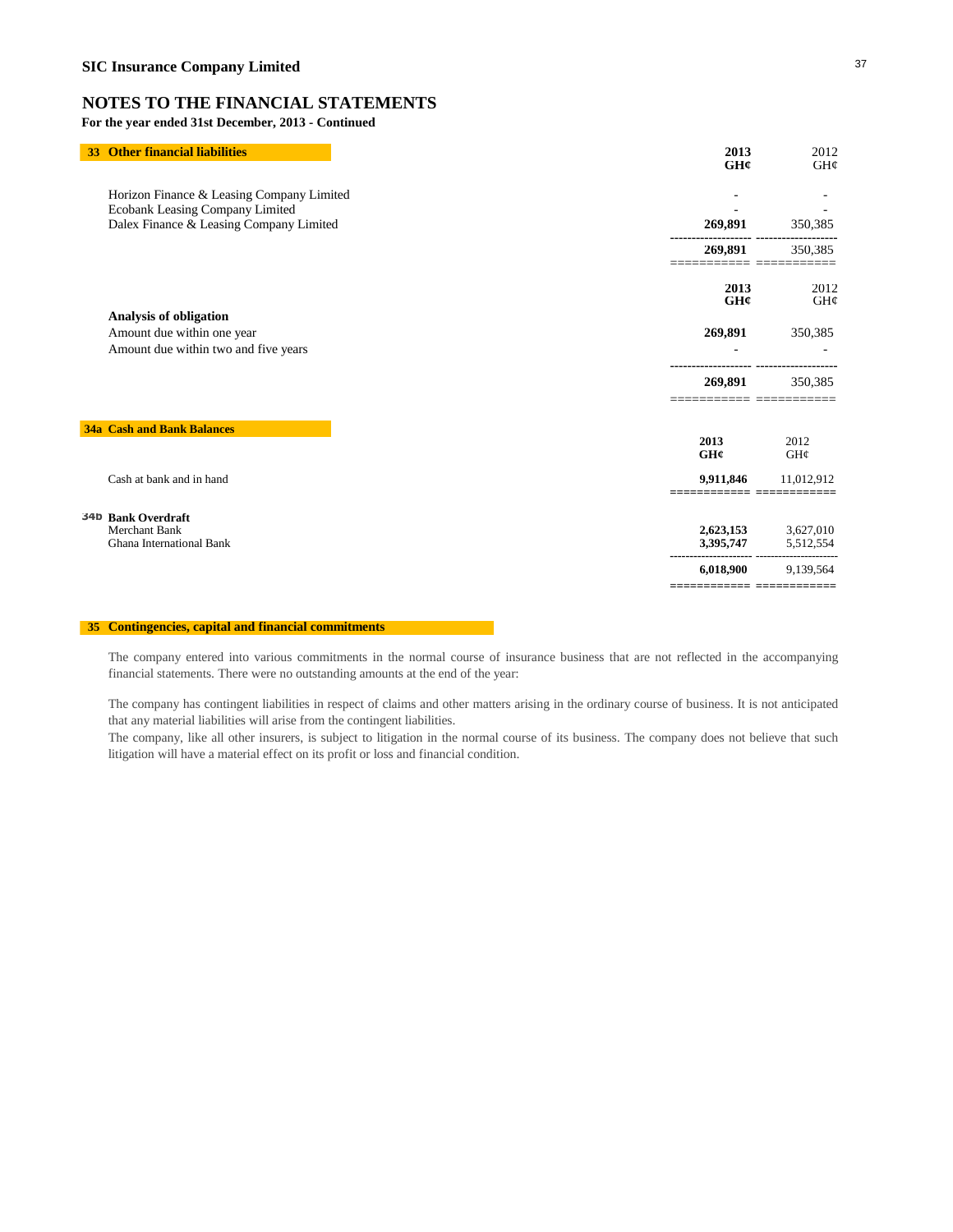# SIC Insurance Company Limited

## NOTES TO THE FINANCIAL STATEMENTS

**For the year ended 31st December, 2013 - Continued**

### 33 Other financial liabilities

| | 2013 GH¢ | 2012 GH¢ |
|---|---|---|
| Horizon Finance & Leasing Company Limited | - | - |
| Ecobank Leasing Company Limited | - | - |
| Dalex Finance & Leasing Company Limited | 269,891 | 350,385 |
| | **269,891** | 350,385 |

| | 2013 GH¢ | 2012 GH¢ |
|---|---|---|
| **Analysis of obligation** | | |
| Amount due within one year | 269,891 | 350,385 |
| Amount due within two and five years | - | - |
| | **269,891** | 350,385 |

### 34a Cash and Bank Balances

| | 2013 GH¢ | 2012 GH¢ |
|---|---|---|
| Cash at bank and in hand | 9,911,846 | 11,012,912 |

### 34b Bank Overdraft

| | 2013 GH¢ | 2012 GH¢ |
|---|---|---|
| Merchant Bank | 2,623,153 | 3,627,010 |
| Ghana International Bank | 3,395,747 | 5,512,554 |
| | **6,018,900** | 9,139,564 |

### 35 Contingencies, capital and financial commitments

The company entered into various commitments in the normal course of insurance business that are not reflected in the accompanying financial statements. There were no outstanding amounts at the end of the year:

The company has contingent liabilities in respect of claims and other matters arising in the ordinary course of business. It is not anticipated that any material liabilities will arise from the contingent liabilities.

The company, like all other insurers, is subject to litigation in the normal course of its business. The company does not believe that such litigation will have a material effect on its profit or loss and financial condition.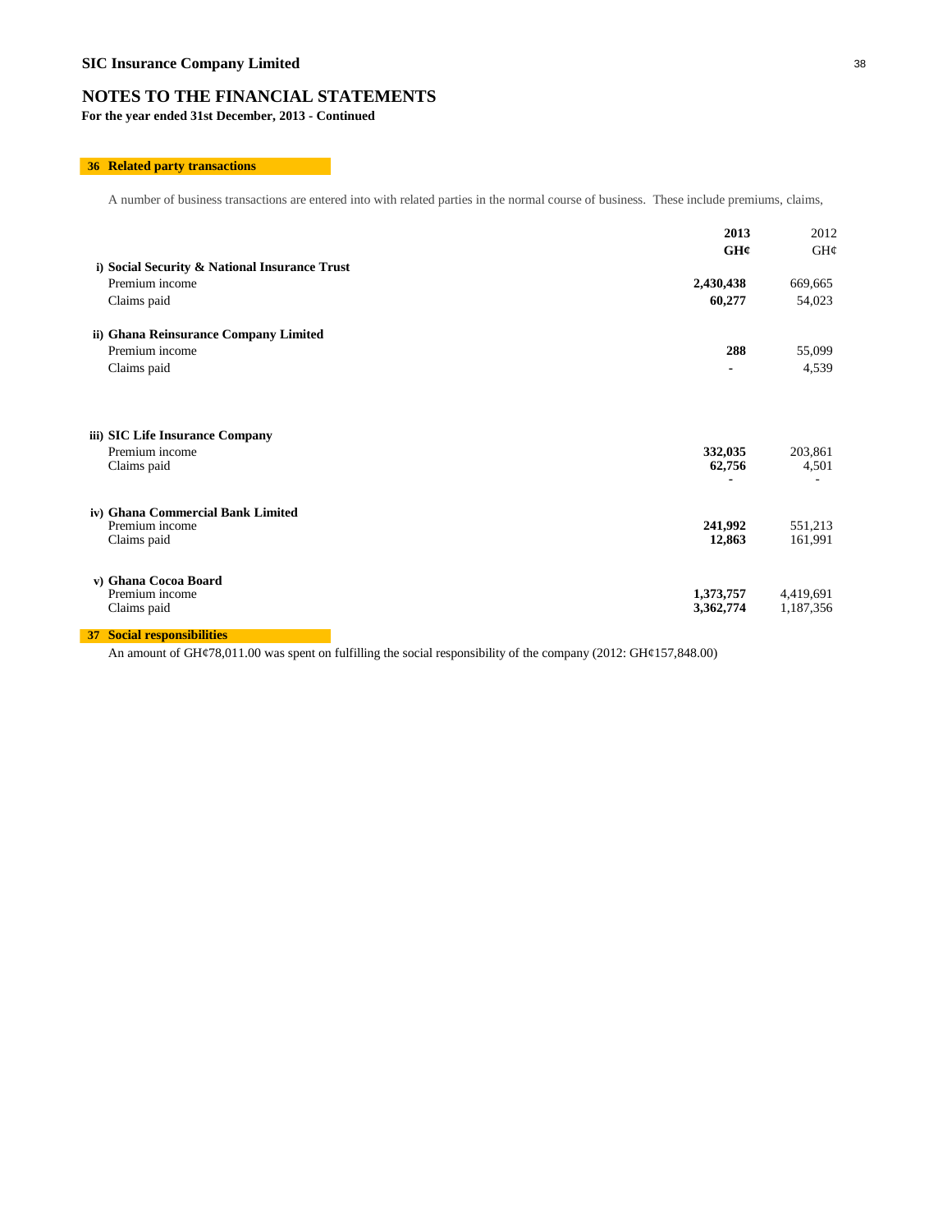# SIC Insurance Company Limited

## NOTES TO THE FINANCIAL STATEMENTS

**For the year ended 31st December, 2013 - Continued**

### 36 Related party transactions

A number of business transactions are entered into with related parties in the normal course of business. These include premiums, claims,

| | **2013** | 2012 |
|---|---|---|
| | **GH¢** | GH¢ |
| **i) Social Security & National Insurance Trust** | | |
| Premium income | **2,430,438** | 669,665 |
| Claims paid | **60,277** | 54,023 |
| **ii) Ghana Reinsurance Company Limited** | | |
| Premium income | **288** | 55,099 |
| Claims paid | **-** | 4,539 |
| **iii) SIC Life Insurance Company** | | |
| Premium income | **332,035** | 203,861 |
| Claims paid | **62,756** | 4,501 |
| | **-** | - |
| **iv) Ghana Commercial Bank Limited** | | |
| Premium income | **241,992** | 551,213 |
| Claims paid | **12,863** | 161,991 |
| **v) Ghana Cocoa Board** | | |
| Premium income | **1,373,757** | 4,419,691 |
| Claims paid | **3,362,774** | 1,187,356 |

### 37 Social responsibilities

An amount of GH¢78,011.00 was spent on fulfilling the social responsibility of the company (2012: GH¢157,848.00)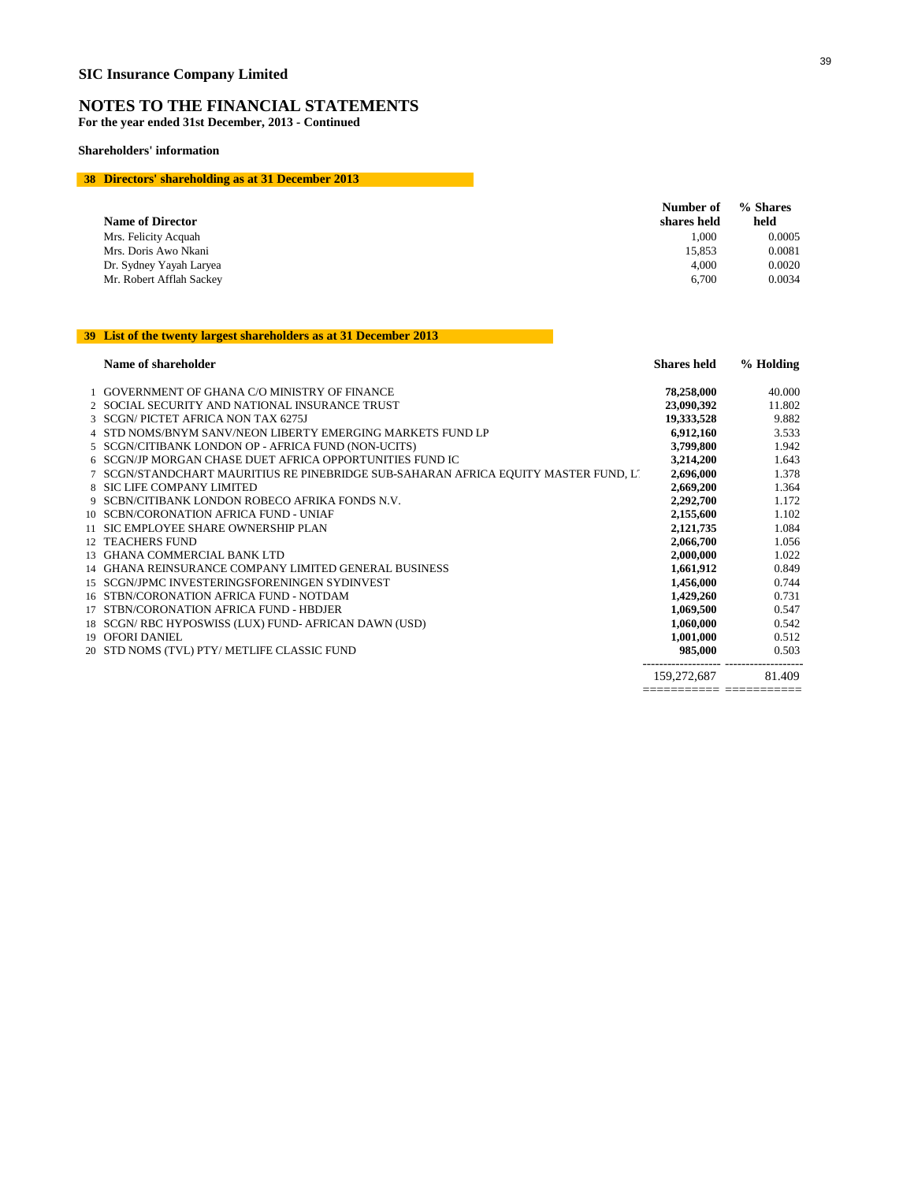## SIC Insurance Company Limited

# NOTES TO THE FINANCIAL STATEMENTS

**For the year ended 31st December, 2013 - Continued**

**Shareholders' information**

### 38 Directors' shareholding as at 31 December 2013

| Name of Director | Number of shares held | % Shares held |
|---|---|---|
| Mrs. Felicity Acquah | 1,000 | 0.0005 |
| Mrs. Doris Awo Nkani | 15,853 | 0.0081 |
| Dr. Sydney Yayah Laryea | 4,000 | 0.0020 |
| Mr. Robert Afflah Sackey | 6,700 | 0.0034 |

### 39 List of the twenty largest shareholders as at 31 December 2013

| | Name of shareholder | Shares held | % Holding |
|---|---|---|---|
| 1 | GOVERNMENT OF GHANA C/O MINISTRY OF FINANCE | **78,258,000** | 40.000 |
| 2 | SOCIAL SECURITY AND NATIONAL INSURANCE TRUST | **23,090,392** | 11.802 |
| 3 | SCGN/ PICTET AFRICA NON TAX 6275J | **19,333,528** | 9.882 |
| 4 | STD NOMS/BNYM SANV/NEON LIBERTY EMERGING MARKETS FUND LP | **6,912,160** | 3.533 |
| 5 | SCGN/CITIBANK LONDON OP - AFRICA FUND (NON-UCITS) | **3,799,800** | 1.942 |
| 6 | SCGN/JP MORGAN CHASE DUET AFRICA OPPORTUNITIES FUND IC | **3,214,200** | 1.643 |
| 7 | SCGN/STANDCHART MAURITIUS RE PINEBRIDGE SUB-SAHARAN AFRICA EQUITY MASTER FUND, L | **2,696,000** | 1.378 |
| 8 | SIC LIFE COMPANY LIMITED | **2,669,200** | 1.364 |
| 9 | SCBN/CITIBANK LONDON ROBECO AFRIKA FONDS N.V. | **2,292,700** | 1.172 |
| 10 | SCBN/CORONATION AFRICA FUND - UNIAF | **2,155,600** | 1.102 |
| 11 | SIC EMPLOYEE SHARE OWNERSHIP PLAN | **2,121,735** | 1.084 |
| 12 | TEACHERS FUND | **2,066,700** | 1.056 |
| 13 | GHANA COMMERCIAL BANK LTD | **2,000,000** | 1.022 |
| 14 | GHANA REINSURANCE COMPANY LIMITED GENERAL BUSINESS | **1,661,912** | 0.849 |
| 15 | SCGN/JPMC INVESTERINGSFORENINGEN SYDINVEST | **1,456,000** | 0.744 |
| 16 | STBN/CORONATION AFRICA FUND - NOTDAM | **1,429,260** | 0.731 |
| 17 | STBN/CORONATION AFRICA FUND - HBDJER | **1,069,500** | 0.547 |
| 18 | SCGN/ RBC HYPOSWISS (LUX) FUND- AFRICAN DAWN (USD) | **1,060,000** | 0.542 |
| 19 | OFORI DANIEL | **1,001,000** | 0.512 |
| 20 | STD NOMS (TVL) PTY/ METLIFE CLASSIC FUND | **985,000** | 0.503 |
| | | 159,272,687 | 81.409 |